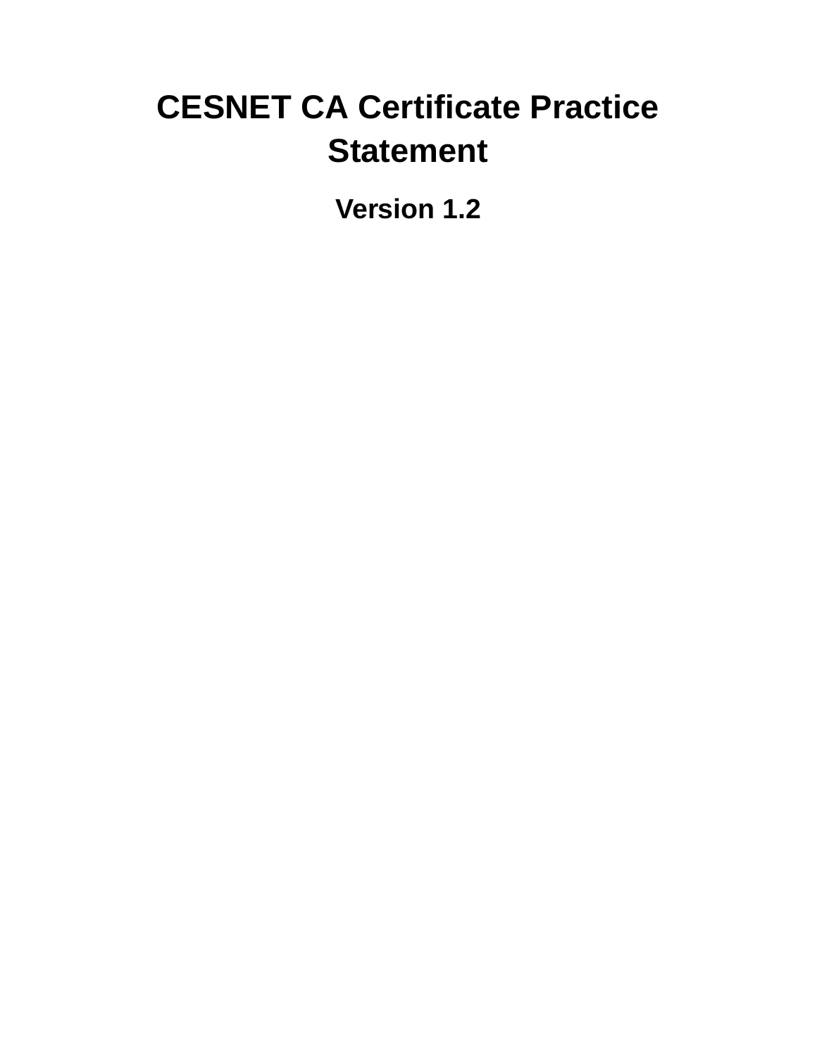# CESNET CA Certificate Practice Statement

## Version 1.2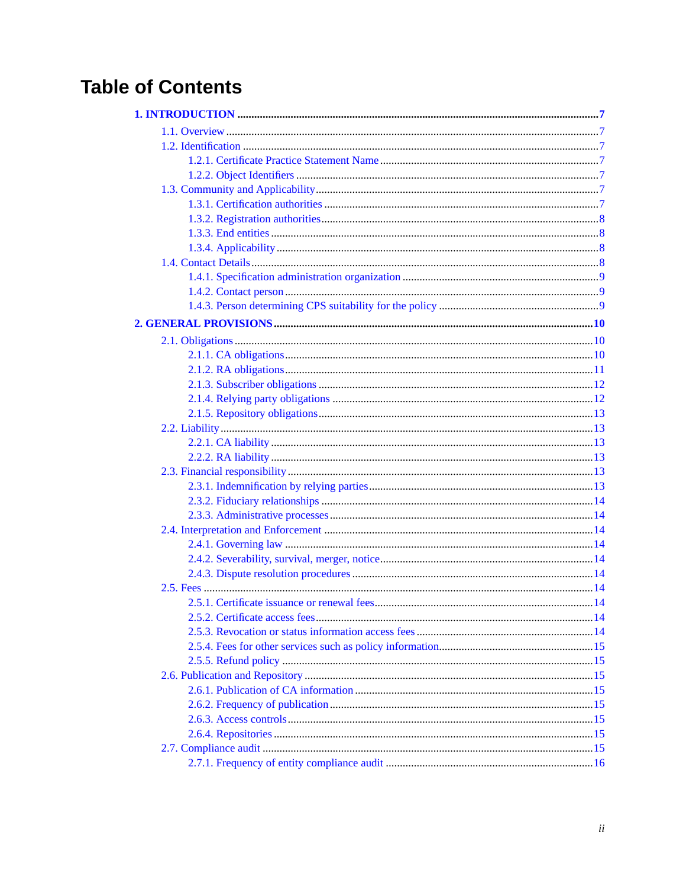# Table of Contents

**1. INTRODUCTION** ..... 7

- 1.1. Overview ..... 7
- 1.2. Identification ..... 7
  - 1.2.1. Certificate Practice Statement Name ..... 7
  - 1.2.2. Object Identifiers ..... 7
- 1.3. Community and Applicability ..... 7
  - 1.3.1. Certification authorities ..... 7
  - 1.3.2. Registration authorities ..... 8
  - 1.3.3. End entities ..... 8
  - 1.3.4. Applicability ..... 8
- 1.4. Contact Details ..... 8
  - 1.4.1. Specification administration organization ..... 9
  - 1.4.2. Contact person ..... 9
  - 1.4.3. Person determining CPS suitability for the policy ..... 9

**2. GENERAL PROVISIONS** ..... 10

- 2.1. Obligations ..... 10
  - 2.1.1. CA obligations ..... 10
  - 2.1.2. RA obligations ..... 11
  - 2.1.3. Subscriber obligations ..... 12
  - 2.1.4. Relying party obligations ..... 12
  - 2.1.5. Repository obligations ..... 13
- 2.2. Liability ..... 13
  - 2.2.1. CA liability ..... 13
  - 2.2.2. RA liability ..... 13
- 2.3. Financial responsibility ..... 13
  - 2.3.1. Indemnification by relying parties ..... 13
  - 2.3.2. Fiduciary relationships ..... 14
  - 2.3.3. Administrative processes ..... 14
- 2.4. Interpretation and Enforcement ..... 14
  - 2.4.1. Governing law ..... 14
  - 2.4.2. Severability, survival, merger, notice ..... 14
  - 2.4.3. Dispute resolution procedures ..... 14
- 2.5. Fees ..... 14
  - 2.5.1. Certificate issuance or renewal fees ..... 14
  - 2.5.2. Certificate access fees ..... 14
  - 2.5.3. Revocation or status information access fees ..... 14
  - 2.5.4. Fees for other services such as policy information ..... 15
  - 2.5.5. Refund policy ..... 15
- 2.6. Publication and Repository ..... 15
  - 2.6.1. Publication of CA information ..... 15
  - 2.6.2. Frequency of publication ..... 15
  - 2.6.3. Access controls ..... 15
  - 2.6.4. Repositories ..... 15
- 2.7. Compliance audit ..... 15
  - 2.7.1. Frequency of entity compliance audit ..... 16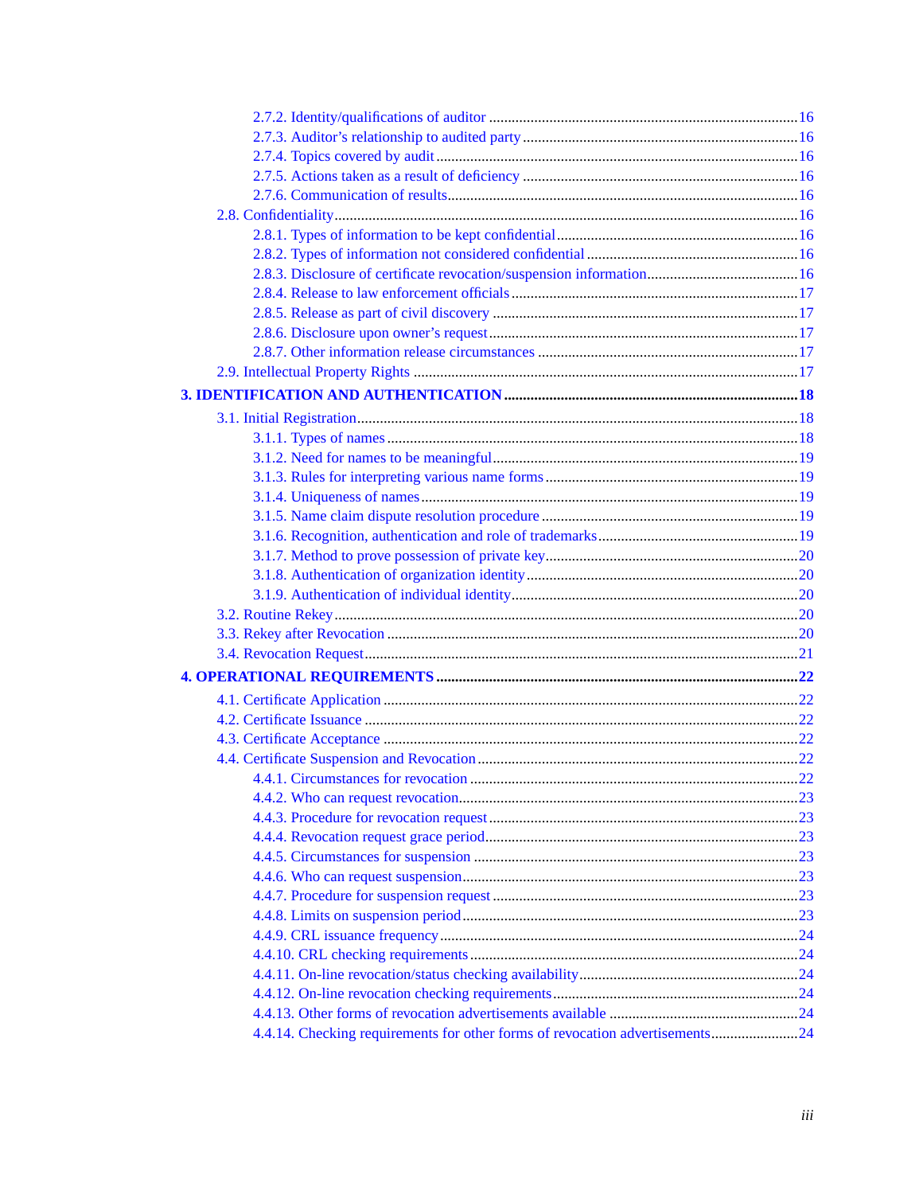- 2.7.2. Identity/qualifications of auditor ....... 16
- 2.7.3. Auditor's relationship to audited party ....... 16
- 2.7.4. Topics covered by audit ....... 16
- 2.7.5. Actions taken as a result of deficiency ....... 16
- 2.7.6. Communication of results ....... 16

2.8. Confidentiality ....... 16

- 2.8.1. Types of information to be kept confidential ....... 16
- 2.8.2. Types of information not considered confidential ....... 16
- 2.8.3. Disclosure of certificate revocation/suspension information ....... 16
- 2.8.4. Release to law enforcement officials ....... 17
- 2.8.5. Release as part of civil discovery ....... 17
- 2.8.6. Disclosure upon owner's request ....... 17
- 2.8.7. Other information release circumstances ....... 17

2.9. Intellectual Property Rights ....... 17

**3. IDENTIFICATION AND AUTHENTICATION ....... 18**

3.1. Initial Registration ....... 18

- 3.1.1. Types of names ....... 18
- 3.1.2. Need for names to be meaningful ....... 19
- 3.1.3. Rules for interpreting various name forms ....... 19
- 3.1.4. Uniqueness of names ....... 19
- 3.1.5. Name claim dispute resolution procedure ....... 19
- 3.1.6. Recognition, authentication and role of trademarks ....... 19
- 3.1.7. Method to prove possession of private key ....... 20
- 3.1.8. Authentication of organization identity ....... 20
- 3.1.9. Authentication of individual identity ....... 20

3.2. Routine Rekey ....... 20

3.3. Rekey after Revocation ....... 20

3.4. Revocation Request ....... 21

**4. OPERATIONAL REQUIREMENTS ....... 22**

4.1. Certificate Application ....... 22

4.2. Certificate Issuance ....... 22

4.3. Certificate Acceptance ....... 22

4.4. Certificate Suspension and Revocation ....... 22

- 4.4.1. Circumstances for revocation ....... 22
- 4.4.2. Who can request revocation ....... 23
- 4.4.3. Procedure for revocation request ....... 23
- 4.4.4. Revocation request grace period ....... 23
- 4.4.5. Circumstances for suspension ....... 23
- 4.4.6. Who can request suspension ....... 23
- 4.4.7. Procedure for suspension request ....... 23
- 4.4.8. Limits on suspension period ....... 23
- 4.4.9. CRL issuance frequency ....... 24
- 4.4.10. CRL checking requirements ....... 24
- 4.4.11. On-line revocation/status checking availability ....... 24
- 4.4.12. On-line revocation checking requirements ....... 24
- 4.4.13. Other forms of revocation advertisements available ....... 24
- 4.4.14. Checking requirements for other forms of revocation advertisements ....... 24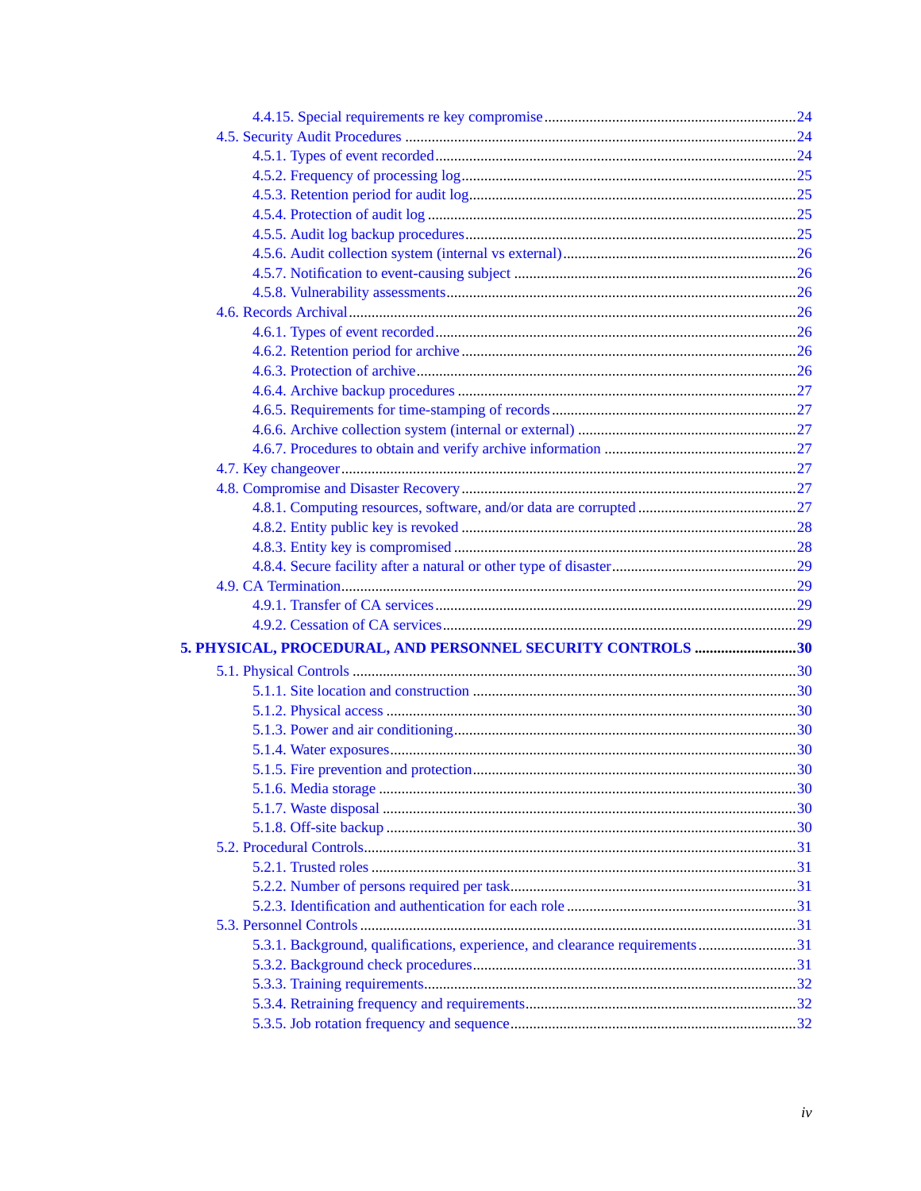- 4.4.15. Special requirements re key compromise ..... 24
- 4.5. Security Audit Procedures ..... 24
  - 4.5.1. Types of event recorded ..... 24
  - 4.5.2. Frequency of processing log ..... 25
  - 4.5.3. Retention period for audit log ..... 25
  - 4.5.4. Protection of audit log ..... 25
  - 4.5.5. Audit log backup procedures ..... 25
  - 4.5.6. Audit collection system (internal vs external) ..... 26
  - 4.5.7. Notification to event-causing subject ..... 26
  - 4.5.8. Vulnerability assessments ..... 26
- 4.6. Records Archival ..... 26
  - 4.6.1. Types of event recorded ..... 26
  - 4.6.2. Retention period for archive ..... 26
  - 4.6.3. Protection of archive ..... 26
  - 4.6.4. Archive backup procedures ..... 27
  - 4.6.5. Requirements for time-stamping of records ..... 27
  - 4.6.6. Archive collection system (internal or external) ..... 27
  - 4.6.7. Procedures to obtain and verify archive information ..... 27
- 4.7. Key changeover ..... 27
- 4.8. Compromise and Disaster Recovery ..... 27
  - 4.8.1. Computing resources, software, and/or data are corrupted ..... 27
  - 4.8.2. Entity public key is revoked ..... 28
  - 4.8.3. Entity key is compromised ..... 28
  - 4.8.4. Secure facility after a natural or other type of disaster ..... 29
- 4.9. CA Termination ..... 29
  - 4.9.1. Transfer of CA services ..... 29
  - 4.9.2. Cessation of CA services ..... 29

**5. PHYSICAL, PROCEDURAL, AND PERSONNEL SECURITY CONTROLS ..... 30**

- 5.1. Physical Controls ..... 30
  - 5.1.1. Site location and construction ..... 30
  - 5.1.2. Physical access ..... 30
  - 5.1.3. Power and air conditioning ..... 30
  - 5.1.4. Water exposures ..... 30
  - 5.1.5. Fire prevention and protection ..... 30
  - 5.1.6. Media storage ..... 30
  - 5.1.7. Waste disposal ..... 30
  - 5.1.8. Off-site backup ..... 30
- 5.2. Procedural Controls ..... 31
  - 5.2.1. Trusted roles ..... 31
  - 5.2.2. Number of persons required per task ..... 31
  - 5.2.3. Identification and authentication for each role ..... 31
- 5.3. Personnel Controls ..... 31
  - 5.3.1. Background, qualifications, experience, and clearance requirements ..... 31
  - 5.3.2. Background check procedures ..... 31
  - 5.3.3. Training requirements ..... 32
  - 5.3.4. Retraining frequency and requirements ..... 32
  - 5.3.5. Job rotation frequency and sequence ..... 32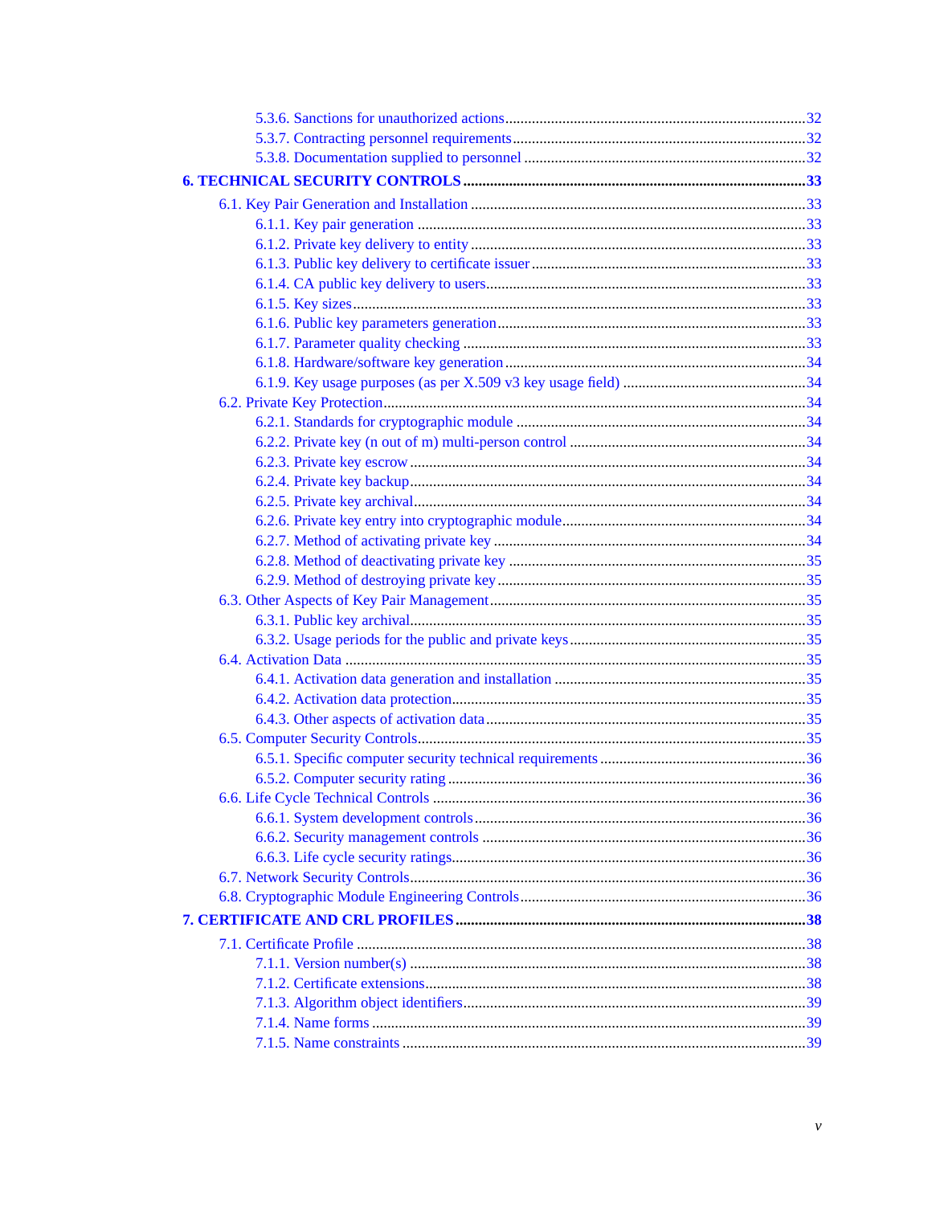5.3.6. Sanctions for unauthorized actions ........................................................................ 32
5.3.7. Contracting personnel requirements ........................................................................ 32
5.3.8. Documentation supplied to personnel ........................................................................ 32

**6. TECHNICAL SECURITY CONTROLS ........................................................................ 33**

6.1. Key Pair Generation and Installation ........................................................................ 33
6.1.1. Key pair generation ........................................................................ 33
6.1.2. Private key delivery to entity ........................................................................ 33
6.1.3. Public key delivery to certificate issuer ........................................................................ 33
6.1.4. CA public key delivery to users ........................................................................ 33
6.1.5. Key sizes ........................................................................ 33
6.1.6. Public key parameters generation ........................................................................ 33
6.1.7. Parameter quality checking ........................................................................ 33
6.1.8. Hardware/software key generation ........................................................................ 34
6.1.9. Key usage purposes (as per X.509 v3 key usage field) ........................................................................ 34
6.2. Private Key Protection ........................................................................ 34
6.2.1. Standards for cryptographic module ........................................................................ 34
6.2.2. Private key (n out of m) multi-person control ........................................................................ 34
6.2.3. Private key escrow ........................................................................ 34
6.2.4. Private key backup ........................................................................ 34
6.2.5. Private key archival ........................................................................ 34
6.2.6. Private key entry into cryptographic module ........................................................................ 34
6.2.7. Method of activating private key ........................................................................ 34
6.2.8. Method of deactivating private key ........................................................................ 35
6.2.9. Method of destroying private key ........................................................................ 35
6.3. Other Aspects of Key Pair Management ........................................................................ 35
6.3.1. Public key archival ........................................................................ 35
6.3.2. Usage periods for the public and private keys ........................................................................ 35
6.4. Activation Data ........................................................................ 35
6.4.1. Activation data generation and installation ........................................................................ 35
6.4.2. Activation data protection ........................................................................ 35
6.4.3. Other aspects of activation data ........................................................................ 35
6.5. Computer Security Controls ........................................................................ 35
6.5.1. Specific computer security technical requirements ........................................................................ 36
6.5.2. Computer security rating ........................................................................ 36
6.6. Life Cycle Technical Controls ........................................................................ 36
6.6.1. System development controls ........................................................................ 36
6.6.2. Security management controls ........................................................................ 36
6.6.3. Life cycle security ratings ........................................................................ 36
6.7. Network Security Controls ........................................................................ 36
6.8. Cryptographic Module Engineering Controls ........................................................................ 36

**7. CERTIFICATE AND CRL PROFILES ........................................................................ 38**

7.1. Certificate Profile ........................................................................ 38
7.1.1. Version number(s) ........................................................................ 38
7.1.2. Certificate extensions ........................................................................ 38
7.1.3. Algorithm object identifiers ........................................................................ 39
7.1.4. Name forms ........................................................................ 39
7.1.5. Name constraints ........................................................................ 39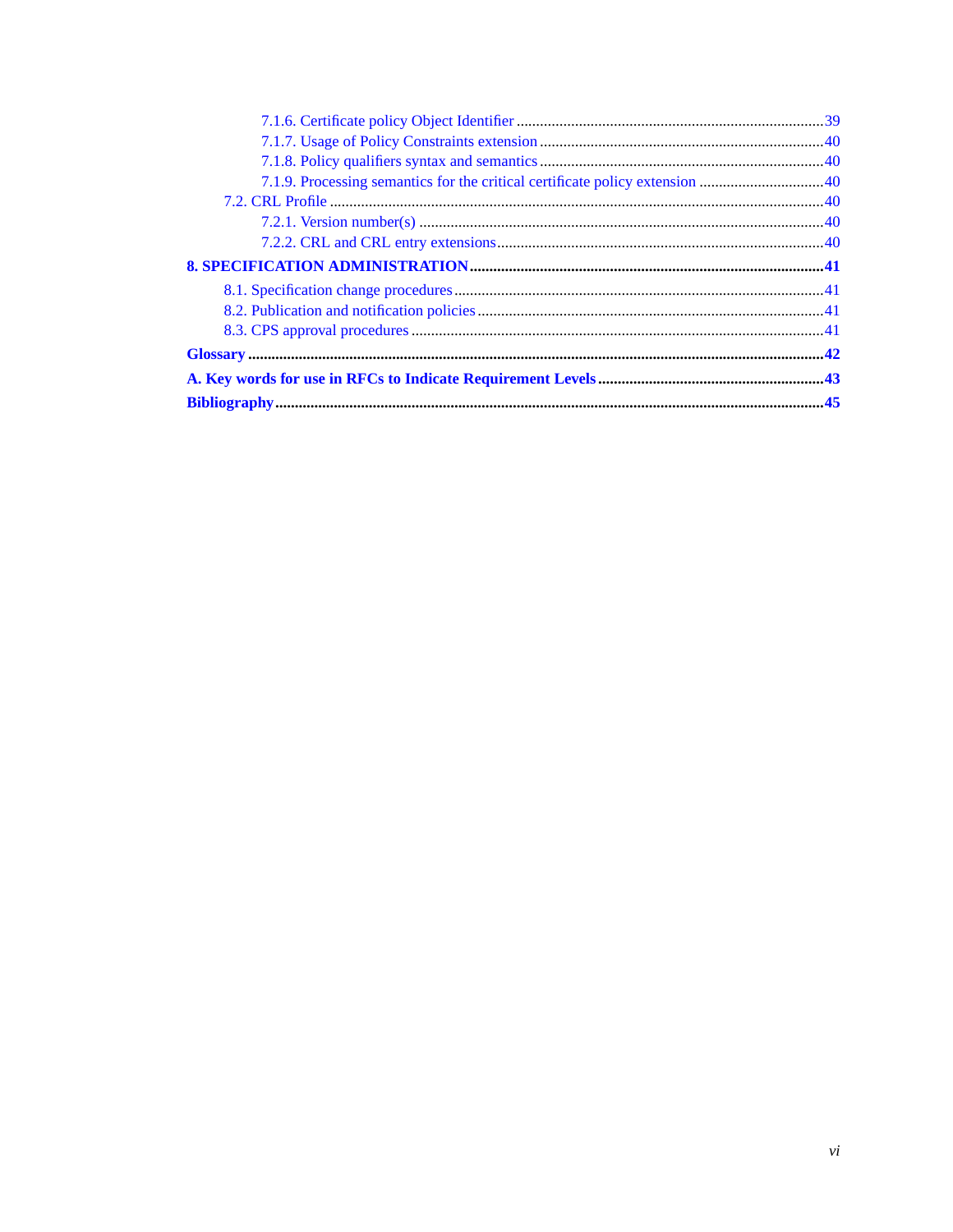- 7.1.6. Certificate policy Object Identifier ........ 39
- 7.1.7. Usage of Policy Constraints extension ........ 40
- 7.1.8. Policy qualifiers syntax and semantics ........ 40
- 7.1.9. Processing semantics for the critical certificate policy extension ........ 40
- 7.2. CRL Profile ........ 40
  - 7.2.1. Version number(s) ........ 40
  - 7.2.2. CRL and CRL entry extensions ........ 40

**8. SPECIFICATION ADMINISTRATION ........ 41**

- 8.1. Specification change procedures ........ 41
- 8.2. Publication and notification policies ........ 41
- 8.3. CPS approval procedures ........ 41

**Glossary ........ 42**

**A. Key words for use in RFCs to Indicate Requirement Levels ........ 43**

**Bibliography ........ 45**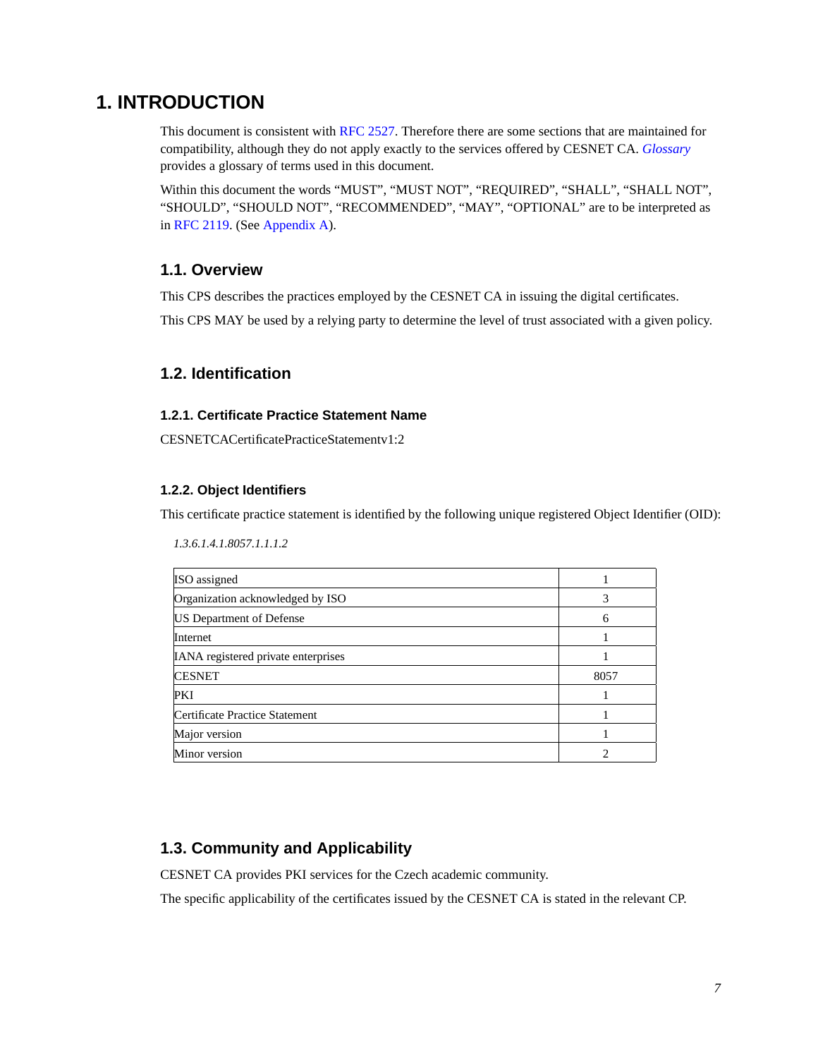# 1. INTRODUCTION

This document is consistent with RFC 2527. Therefore there are some sections that are maintained for compatibility, although they do not apply exactly to the services offered by CESNET CA. *Glossary* provides a glossary of terms used in this document.

Within this document the words “MUST”, “MUST NOT”, “REQUIRED”, “SHALL”, “SHALL NOT”, “SHOULD”, “SHOULD NOT”, “RECOMMENDED”, “MAY”, “OPTIONAL” are to be interpreted as in RFC 2119. (See Appendix A).

## 1.1. Overview

This CPS describes the practices employed by the CESNET CA in issuing the digital certificates.

This CPS MAY be used by a relying party to determine the level of trust associated with a given policy.

## 1.2. Identification

### 1.2.1. Certificate Practice Statement Name

CESNETCACertificatePracticeStatementv1:2

### 1.2.2. Object Identifiers

This certificate practice statement is identified by the following unique registered Object Identifier (OID):

*1.3.6.1.4.1.8057.1.1.1.2*

| | |
|---|---|
| ISO assigned | 1 |
| Organization acknowledged by ISO | 3 |
| US Department of Defense | 6 |
| Internet | 1 |
| IANA registered private enterprises | 1 |
| CESNET | 8057 |
| PKI | 1 |
| Certificate Practice Statement | 1 |
| Major version | 1 |
| Minor version | 2 |

## 1.3. Community and Applicability

CESNET CA provides PKI services for the Czech academic community.

The specific applicability of the certificates issued by the CESNET CA is stated in the relevant CP.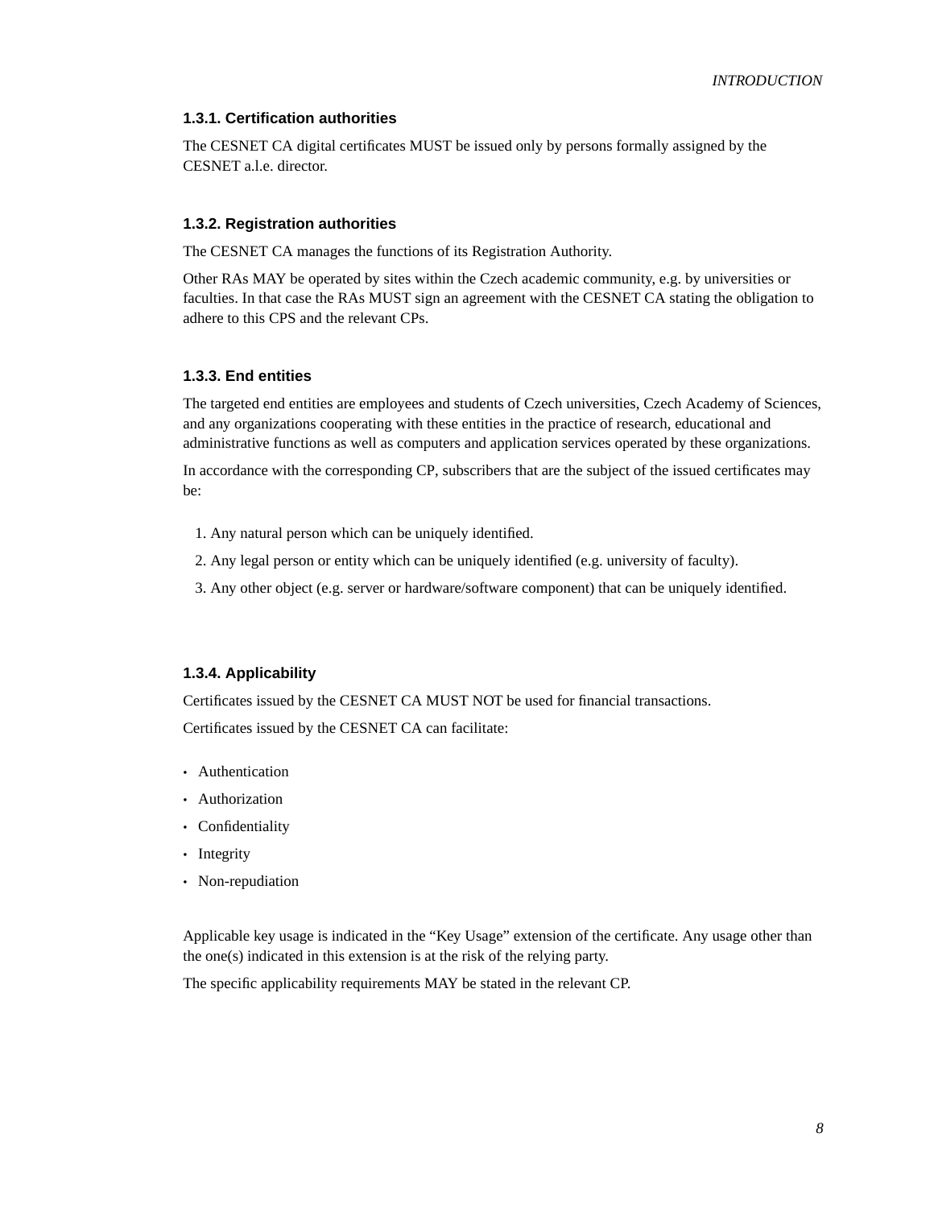### 1.3.1. Certification authorities

The CESNET CA digital certificates MUST be issued only by persons formally assigned by the CESNET a.l.e. director.

### 1.3.2. Registration authorities

The CESNET CA manages the functions of its Registration Authority.

Other RAs MAY be operated by sites within the Czech academic community, e.g. by universities or faculties. In that case the RAs MUST sign an agreement with the CESNET CA stating the obligation to adhere to this CPS and the relevant CPs.

### 1.3.3. End entities

The targeted end entities are employees and students of Czech universities, Czech Academy of Sciences, and any organizations cooperating with these entities in the practice of research, educational and administrative functions as well as computers and application services operated by these organizations.

In accordance with the corresponding CP, subscribers that are the subject of the issued certificates may be:

1. Any natural person which can be uniquely identified.
2. Any legal person or entity which can be uniquely identified (e.g. university of faculty).
3. Any other object (e.g. server or hardware/software component) that can be uniquely identified.

### 1.3.4. Applicability

Certificates issued by the CESNET CA MUST NOT be used for financial transactions.

Certificates issued by the CESNET CA can facilitate:

- Authentication
- Authorization
- Confidentiality
- Integrity
- Non-repudiation

Applicable key usage is indicated in the “Key Usage” extension of the certificate. Any usage other than the one(s) indicated in this extension is at the risk of the relying party.

The specific applicability requirements MAY be stated in the relevant CP.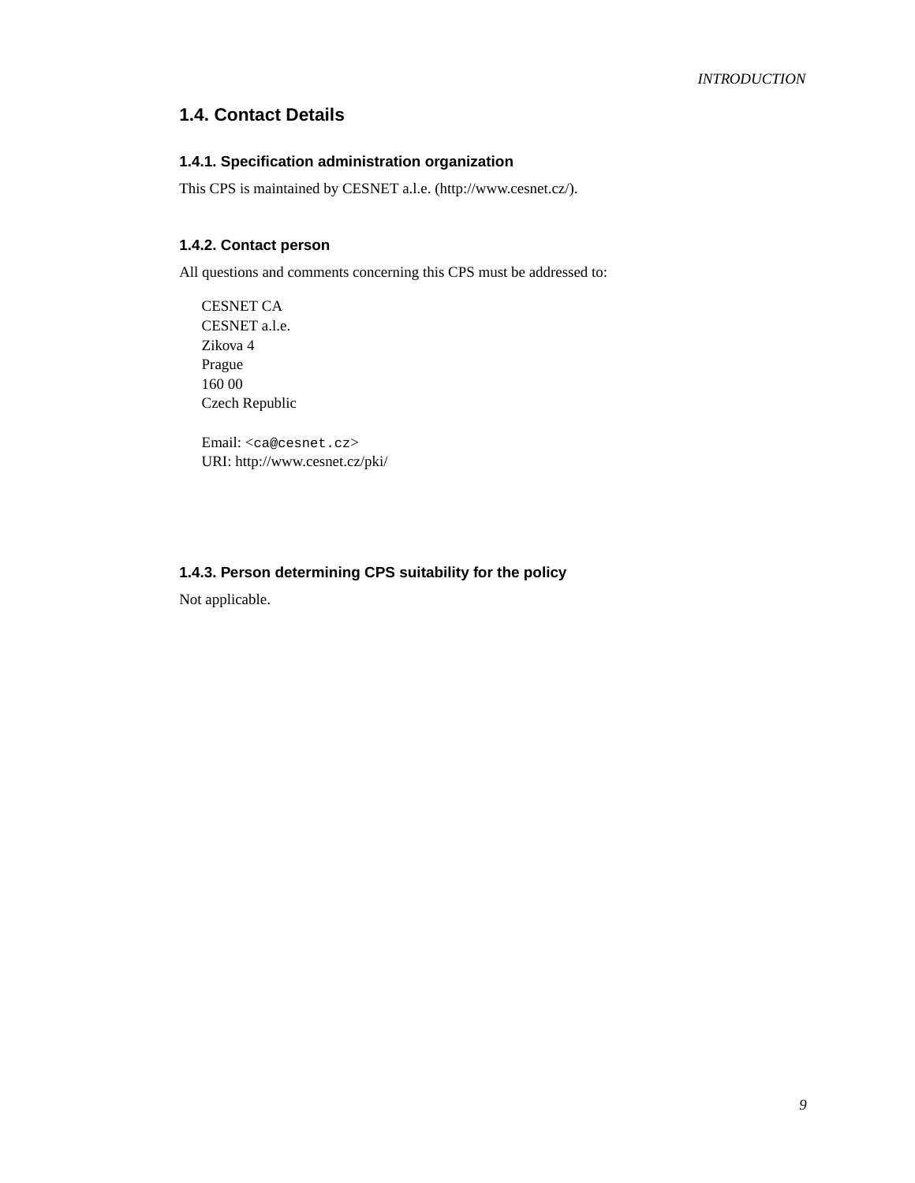## 1.4. Contact Details

### 1.4.1. Specification administration organization

This CPS is maintained by CESNET a.l.e. (http://www.cesnet.cz/).

### 1.4.2. Contact person

All questions and comments concerning this CPS must be addressed to:

CESNET CA
CESNET a.l.e.
Zikova 4
Prague
160 00
Czech Republic

Email: <`ca@cesnet.cz`>
URI: http://www.cesnet.cz/pki/

### 1.4.3. Person determining CPS suitability for the policy

Not applicable.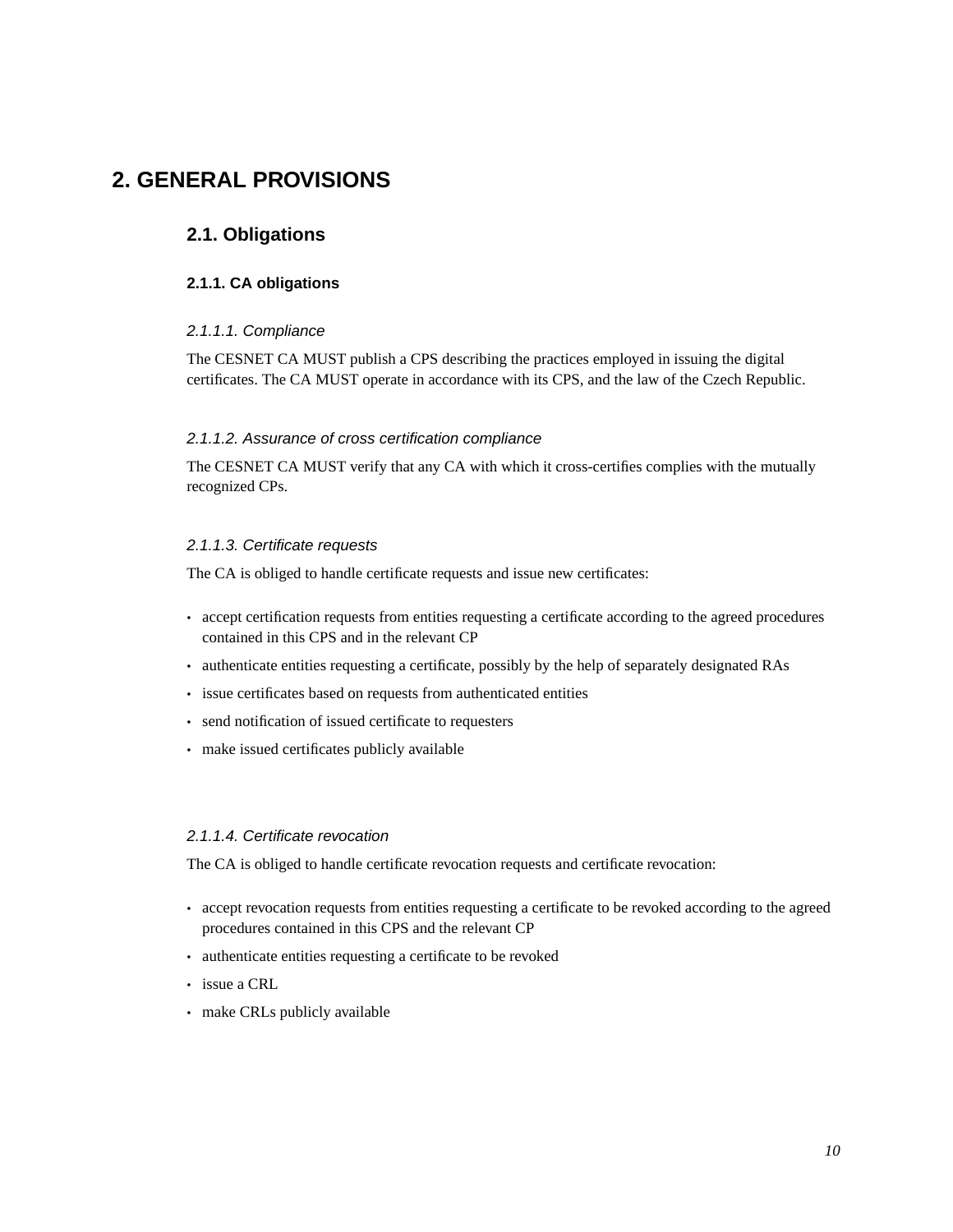# 2. GENERAL PROVISIONS

## 2.1. Obligations

### 2.1.1. CA obligations

#### *2.1.1.1. Compliance*

The CESNET CA MUST publish a CPS describing the practices employed in issuing the digital certificates. The CA MUST operate in accordance with its CPS, and the law of the Czech Republic.

#### *2.1.1.2. Assurance of cross certification compliance*

The CESNET CA MUST verify that any CA with which it cross-certifies complies with the mutually recognized CPs.

#### *2.1.1.3. Certificate requests*

The CA is obliged to handle certificate requests and issue new certificates:

- accept certification requests from entities requesting a certificate according to the agreed procedures contained in this CPS and in the relevant CP
- authenticate entities requesting a certificate, possibly by the help of separately designated RAs
- issue certificates based on requests from authenticated entities
- send notification of issued certificate to requesters
- make issued certificates publicly available

#### *2.1.1.4. Certificate revocation*

The CA is obliged to handle certificate revocation requests and certificate revocation:

- accept revocation requests from entities requesting a certificate to be revoked according to the agreed procedures contained in this CPS and the relevant CP
- authenticate entities requesting a certificate to be revoked
- issue a CRL
- make CRLs publicly available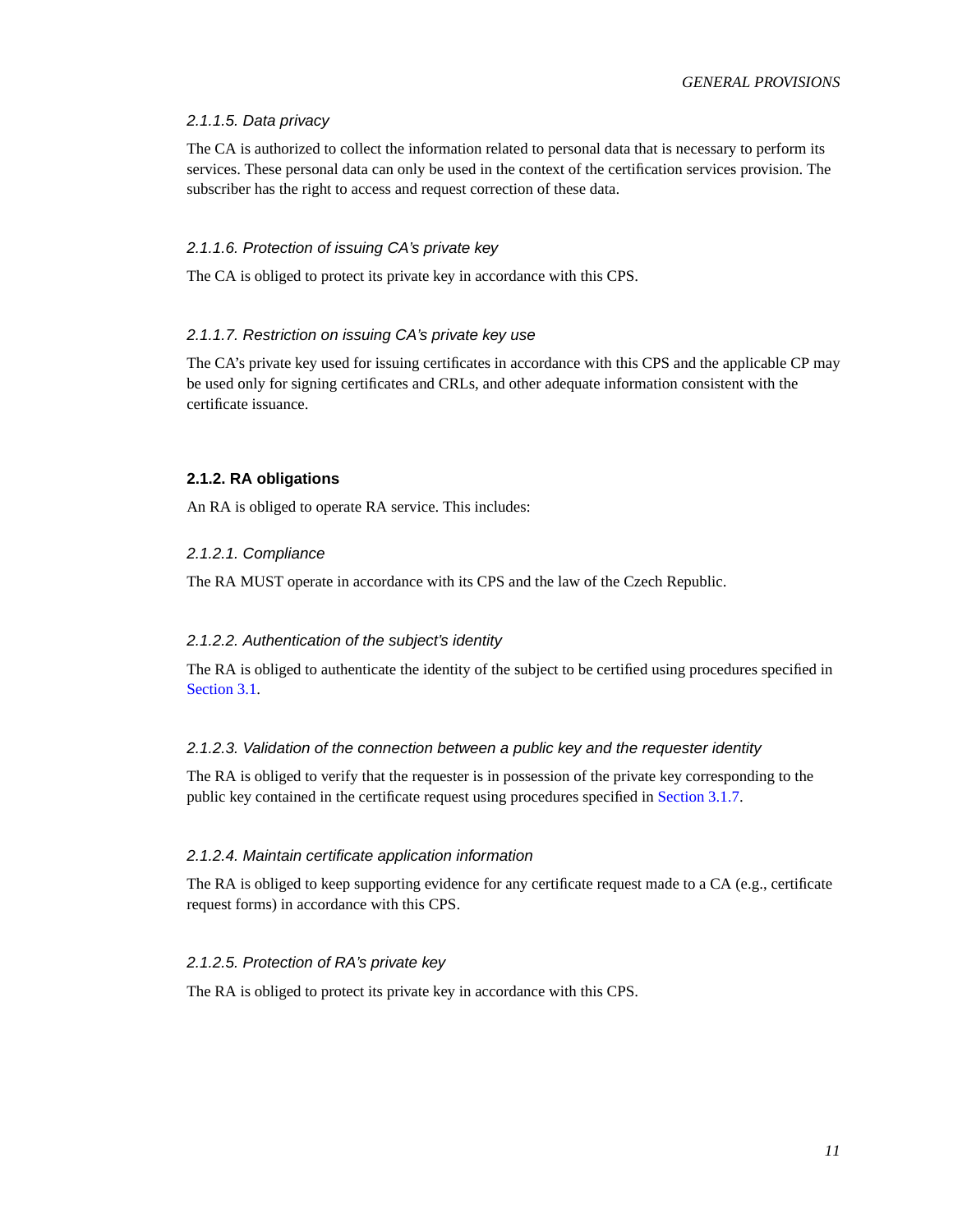#### *2.1.1.5. Data privacy*

The CA is authorized to collect the information related to personal data that is necessary to perform its services. These personal data can only be used in the context of the certification services provision. The subscriber has the right to access and request correction of these data.

#### *2.1.1.6. Protection of issuing CA's private key*

The CA is obliged to protect its private key in accordance with this CPS.

#### *2.1.1.7. Restriction on issuing CA's private key use*

The CA's private key used for issuing certificates in accordance with this CPS and the applicable CP may be used only for signing certificates and CRLs, and other adequate information consistent with the certificate issuance.

### 2.1.2. RA obligations

An RA is obliged to operate RA service. This includes:

#### *2.1.2.1. Compliance*

The RA MUST operate in accordance with its CPS and the law of the Czech Republic.

#### *2.1.2.2. Authentication of the subject's identity*

The RA is obliged to authenticate the identity of the subject to be certified using procedures specified in Section 3.1.

#### *2.1.2.3. Validation of the connection between a public key and the requester identity*

The RA is obliged to verify that the requester is in possession of the private key corresponding to the public key contained in the certificate request using procedures specified in Section 3.1.7.

#### *2.1.2.4. Maintain certificate application information*

The RA is obliged to keep supporting evidence for any certificate request made to a CA (e.g., certificate request forms) in accordance with this CPS.

#### *2.1.2.5. Protection of RA's private key*

The RA is obliged to protect its private key in accordance with this CPS.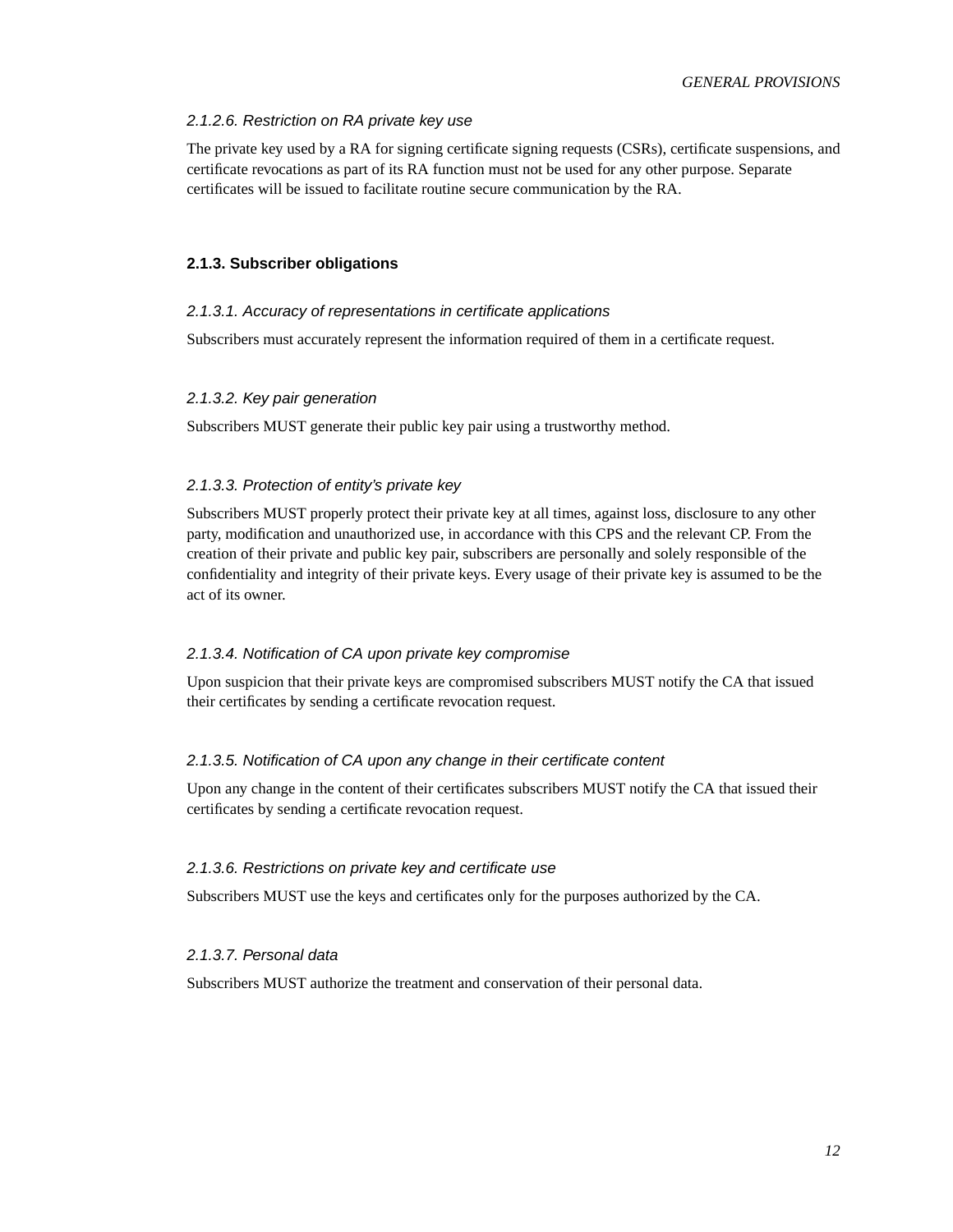#### *2.1.2.6. Restriction on RA private key use*

The private key used by a RA for signing certificate signing requests (CSRs), certificate suspensions, and certificate revocations as part of its RA function must not be used for any other purpose. Separate certificates will be issued to facilitate routine secure communication by the RA.

### 2.1.3. Subscriber obligations

#### *2.1.3.1. Accuracy of representations in certificate applications*

Subscribers must accurately represent the information required of them in a certificate request.

#### *2.1.3.2. Key pair generation*

Subscribers MUST generate their public key pair using a trustworthy method.

#### *2.1.3.3. Protection of entity's private key*

Subscribers MUST properly protect their private key at all times, against loss, disclosure to any other party, modification and unauthorized use, in accordance with this CPS and the relevant CP. From the creation of their private and public key pair, subscribers are personally and solely responsible of the confidentiality and integrity of their private keys. Every usage of their private key is assumed to be the act of its owner.

#### *2.1.3.4. Notification of CA upon private key compromise*

Upon suspicion that their private keys are compromised subscribers MUST notify the CA that issued their certificates by sending a certificate revocation request.

#### *2.1.3.5. Notification of CA upon any change in their certificate content*

Upon any change in the content of their certificates subscribers MUST notify the CA that issued their certificates by sending a certificate revocation request.

#### *2.1.3.6. Restrictions on private key and certificate use*

Subscribers MUST use the keys and certificates only for the purposes authorized by the CA.

#### *2.1.3.7. Personal data*

Subscribers MUST authorize the treatment and conservation of their personal data.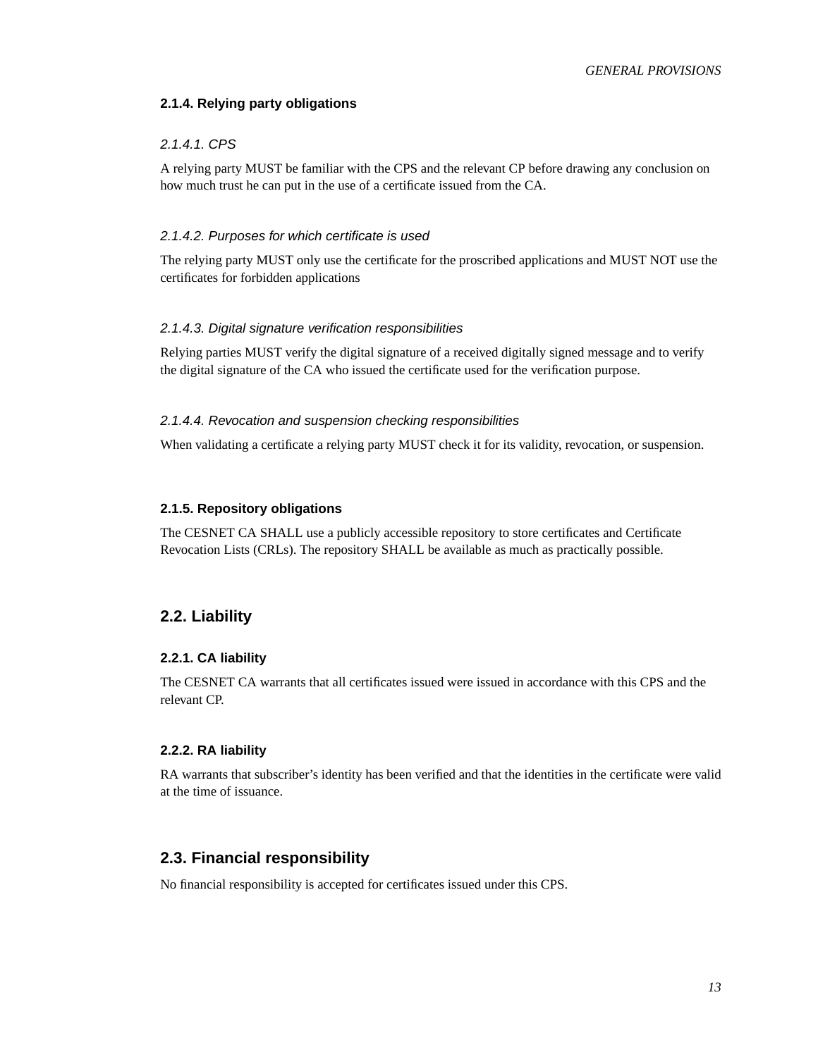#### 2.1.4. Relying party obligations

*2.1.4.1. CPS*

A relying party MUST be familiar with the CPS and the relevant CP before drawing any conclusion on how much trust he can put in the use of a certificate issued from the CA.

*2.1.4.2. Purposes for which certificate is used*

The relying party MUST only use the certificate for the proscribed applications and MUST NOT use the certificates for forbidden applications

*2.1.4.3. Digital signature verification responsibilities*

Relying parties MUST verify the digital signature of a received digitally signed message and to verify the digital signature of the CA who issued the certificate used for the verification purpose.

*2.1.4.4. Revocation and suspension checking responsibilities*

When validating a certificate a relying party MUST check it for its validity, revocation, or suspension.

#### 2.1.5. Repository obligations

The CESNET CA SHALL use a publicly accessible repository to store certificates and Certificate Revocation Lists (CRLs). The repository SHALL be available as much as practically possible.

### 2.2. Liability

#### 2.2.1. CA liability

The CESNET CA warrants that all certificates issued were issued in accordance with this CPS and the relevant CP.

#### 2.2.2. RA liability

RA warrants that subscriber's identity has been verified and that the identities in the certificate were valid at the time of issuance.

### 2.3. Financial responsibility

No financial responsibility is accepted for certificates issued under this CPS.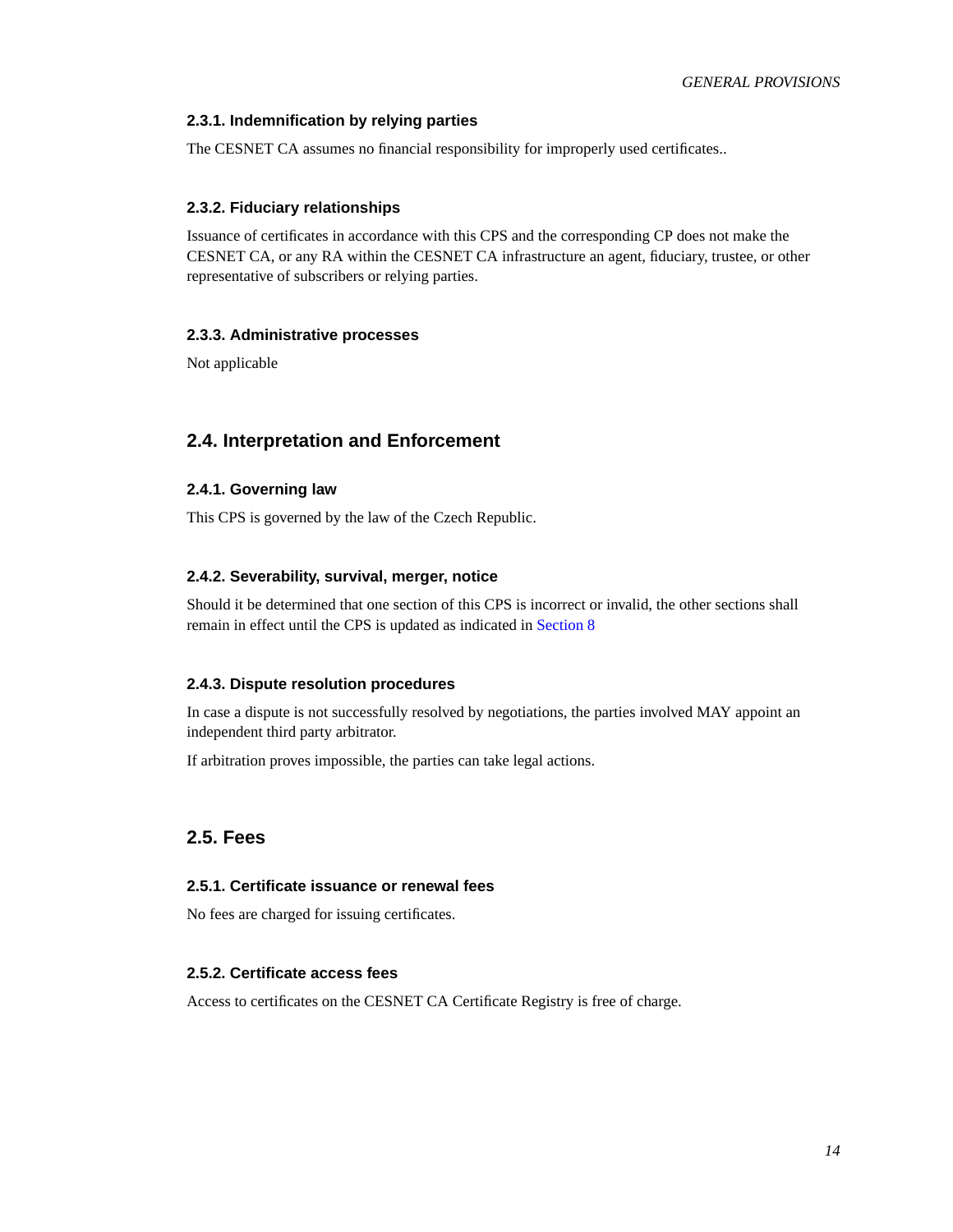### 2.3.1. Indemnification by relying parties

The CESNET CA assumes no financial responsibility for improperly used certificates..

### 2.3.2. Fiduciary relationships

Issuance of certificates in accordance with this CPS and the corresponding CP does not make the CESNET CA, or any RA within the CESNET CA infrastructure an agent, fiduciary, trustee, or other representative of subscribers or relying parties.

### 2.3.3. Administrative processes

Not applicable

## 2.4. Interpretation and Enforcement

### 2.4.1. Governing law

This CPS is governed by the law of the Czech Republic.

### 2.4.2. Severability, survival, merger, notice

Should it be determined that one section of this CPS is incorrect or invalid, the other sections shall remain in effect until the CPS is updated as indicated in Section 8

### 2.4.3. Dispute resolution procedures

In case a dispute is not successfully resolved by negotiations, the parties involved MAY appoint an independent third party arbitrator.

If arbitration proves impossible, the parties can take legal actions.

## 2.5. Fees

### 2.5.1. Certificate issuance or renewal fees

No fees are charged for issuing certificates.

### 2.5.2. Certificate access fees

Access to certificates on the CESNET CA Certificate Registry is free of charge.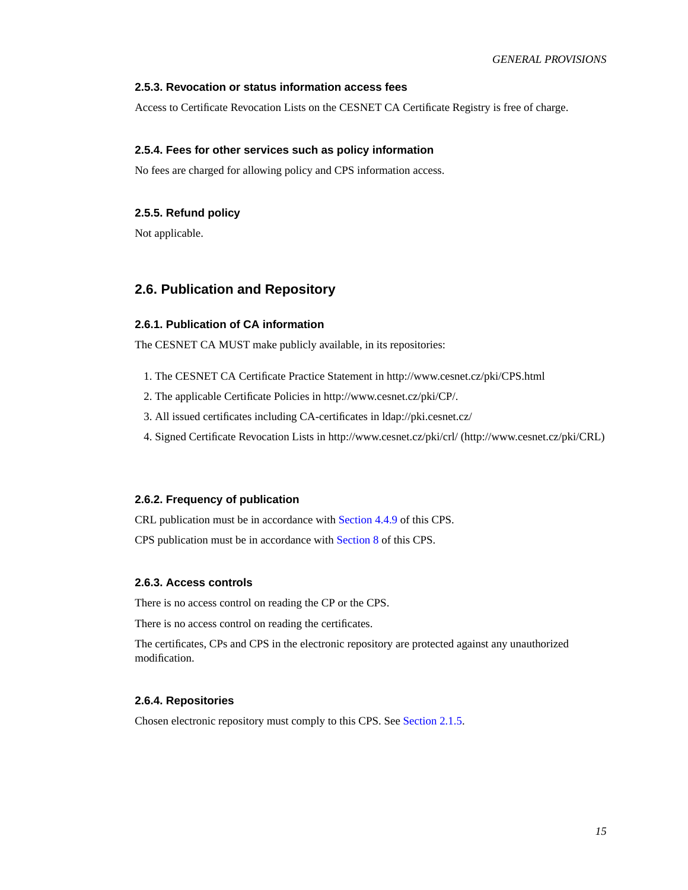### 2.5.3. Revocation or status information access fees

Access to Certificate Revocation Lists on the CESNET CA Certificate Registry is free of charge.

### 2.5.4. Fees for other services such as policy information

No fees are charged for allowing policy and CPS information access.

### 2.5.5. Refund policy

Not applicable.

## 2.6. Publication and Repository

### 2.6.1. Publication of CA information

The CESNET CA MUST make publicly available, in its repositories:

1. The CESNET CA Certificate Practice Statement in http://www.cesnet.cz/pki/CPS.html
2. The applicable Certificate Policies in http://www.cesnet.cz/pki/CP/.
3. All issued certificates including CA-certificates in ldap://pki.cesnet.cz/
4. Signed Certificate Revocation Lists in http://www.cesnet.cz/pki/crl/ (http://www.cesnet.cz/pki/CRL)

### 2.6.2. Frequency of publication

CRL publication must be in accordance with Section 4.4.9 of this CPS.

CPS publication must be in accordance with Section 8 of this CPS.

### 2.6.3. Access controls

There is no access control on reading the CP or the CPS.

There is no access control on reading the certificates.

The certificates, CPs and CPS in the electronic repository are protected against any unauthorized modification.

### 2.6.4. Repositories

Chosen electronic repository must comply to this CPS. See Section 2.1.5.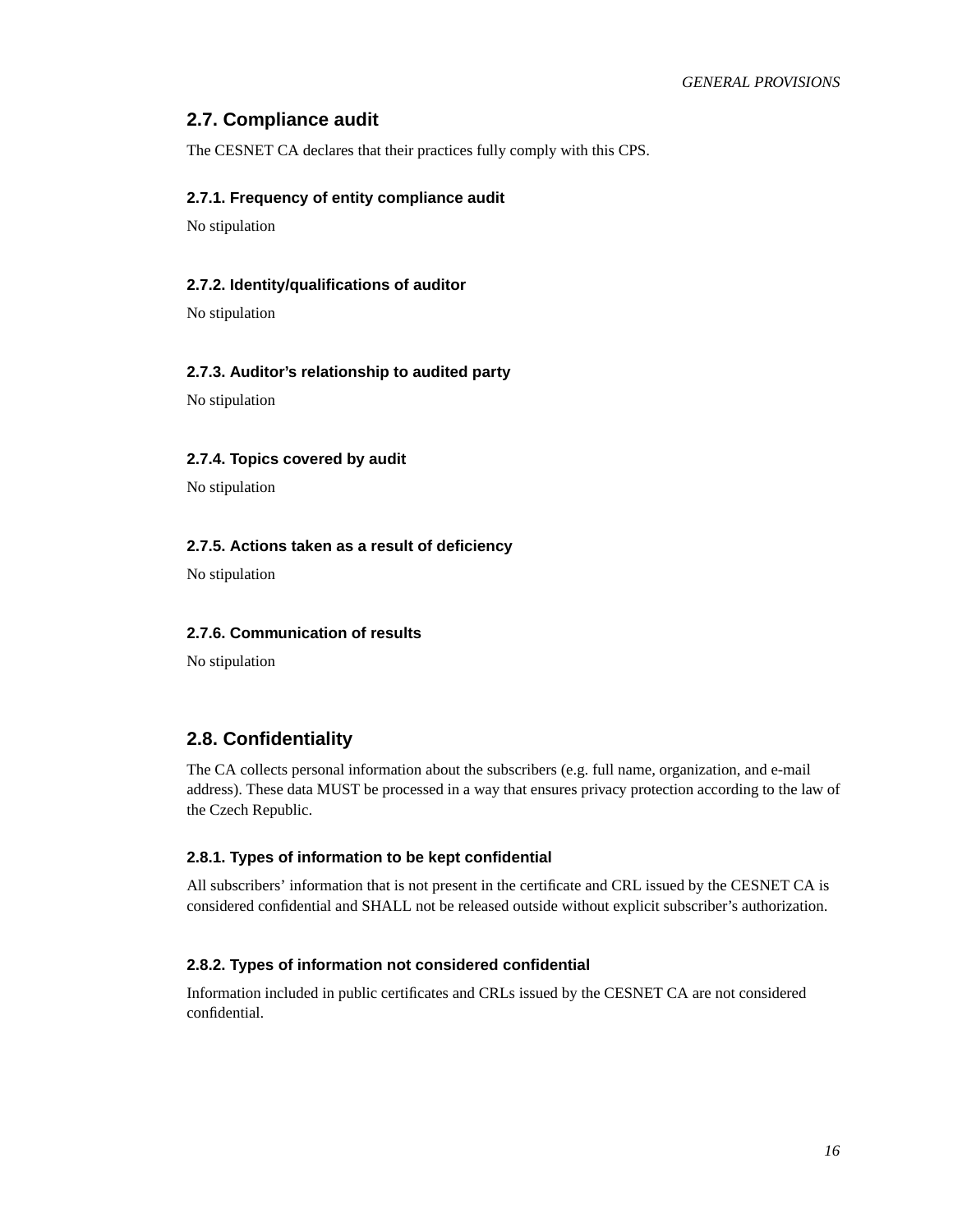## 2.7. Compliance audit

The CESNET CA declares that their practices fully comply with this CPS.

### 2.7.1. Frequency of entity compliance audit

No stipulation

### 2.7.2. Identity/qualifications of auditor

No stipulation

### 2.7.3. Auditor's relationship to audited party

No stipulation

### 2.7.4. Topics covered by audit

No stipulation

### 2.7.5. Actions taken as a result of deficiency

No stipulation

### 2.7.6. Communication of results

No stipulation

## 2.8. Confidentiality

The CA collects personal information about the subscribers (e.g. full name, organization, and e-mail address). These data MUST be processed in a way that ensures privacy protection according to the law of the Czech Republic.

### 2.8.1. Types of information to be kept confidential

All subscribers' information that is not present in the certificate and CRL issued by the CESNET CA is considered confidential and SHALL not be released outside without explicit subscriber's authorization.

### 2.8.2. Types of information not considered confidential

Information included in public certificates and CRLs issued by the CESNET CA are not considered confidential.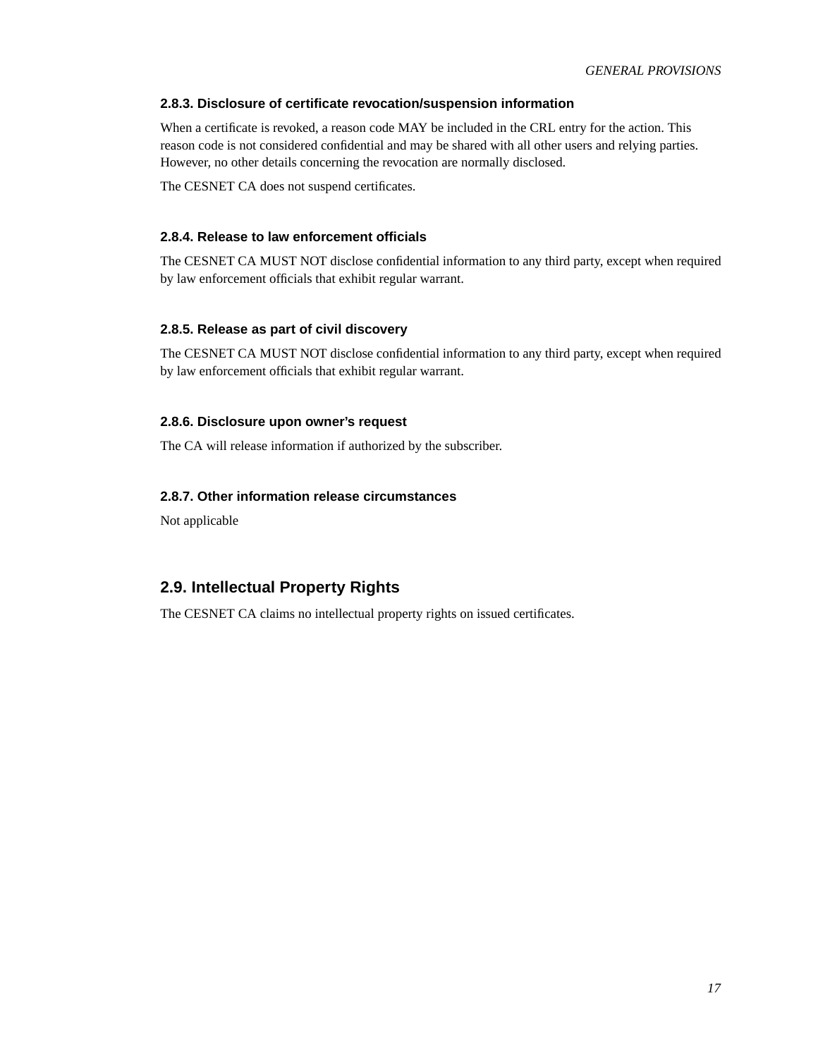### 2.8.3. Disclosure of certificate revocation/suspension information

When a certificate is revoked, a reason code MAY be included in the CRL entry for the action. This reason code is not considered confidential and may be shared with all other users and relying parties. However, no other details concerning the revocation are normally disclosed.

The CESNET CA does not suspend certificates.

### 2.8.4. Release to law enforcement officials

The CESNET CA MUST NOT disclose confidential information to any third party, except when required by law enforcement officials that exhibit regular warrant.

### 2.8.5. Release as part of civil discovery

The CESNET CA MUST NOT disclose confidential information to any third party, except when required by law enforcement officials that exhibit regular warrant.

### 2.8.6. Disclosure upon owner's request

The CA will release information if authorized by the subscriber.

### 2.8.7. Other information release circumstances

Not applicable

## 2.9. Intellectual Property Rights

The CESNET CA claims no intellectual property rights on issued certificates.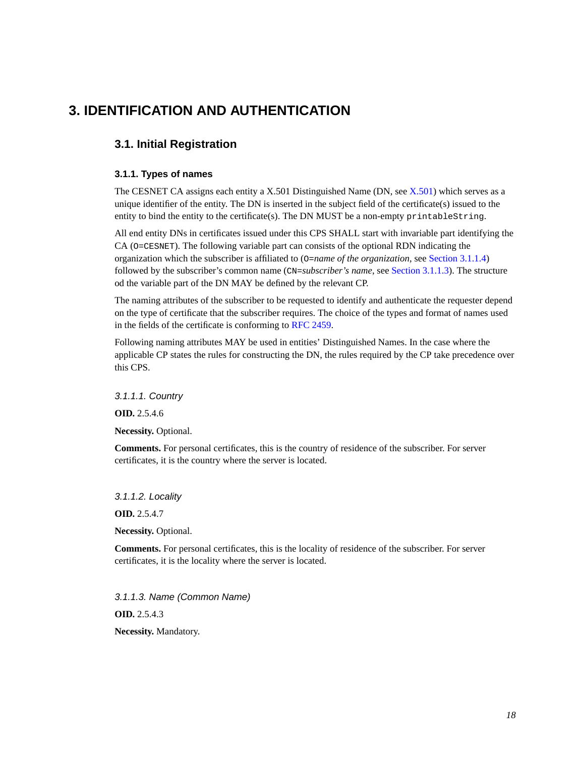# 3. IDENTIFICATION AND AUTHENTICATION

## 3.1. Initial Registration

### 3.1.1. Types of names

The CESNET CA assigns each entity a X.501 Distinguished Name (DN, see X.501) which serves as a unique identifier of the entity. The DN is inserted in the subject field of the certificate(s) issued to the entity to bind the entity to the certificate(s). The DN MUST be a non-empty `printableString`.

All end entity DNs in certificates issued under this CPS SHALL start with invariable part identifying the CA (`O=CESNET`). The following variable part can consists of the optional RDN indicating the organization which the subscriber is affiliated to (`O=`*name of the organization*, see Section 3.1.1.4) followed by the subscriber's common name (`CN=`*subscriber's name*, see Section 3.1.1.3). The structure od the variable part of the DN MAY be defined by the relevant CP.

The naming attributes of the subscriber to be requested to identify and authenticate the requester depend on the type of certificate that the subscriber requires. The choice of the types and format of names used in the fields of the certificate is conforming to RFC 2459.

Following naming attributes MAY be used in entities' Distinguished Names. In the case where the applicable CP states the rules for constructing the DN, the rules required by the CP take precedence over this CPS.

#### *3.1.1.1. Country*

**OID.** 2.5.4.6

**Necessity.** Optional.

**Comments.** For personal certificates, this is the country of residence of the subscriber. For server certificates, it is the country where the server is located.

#### *3.1.1.2. Locality*

**OID.** 2.5.4.7

**Necessity.** Optional.

**Comments.** For personal certificates, this is the locality of residence of the subscriber. For server certificates, it is the locality where the server is located.

#### *3.1.1.3. Name (Common Name)*

**OID.** 2.5.4.3

**Necessity.** Mandatory.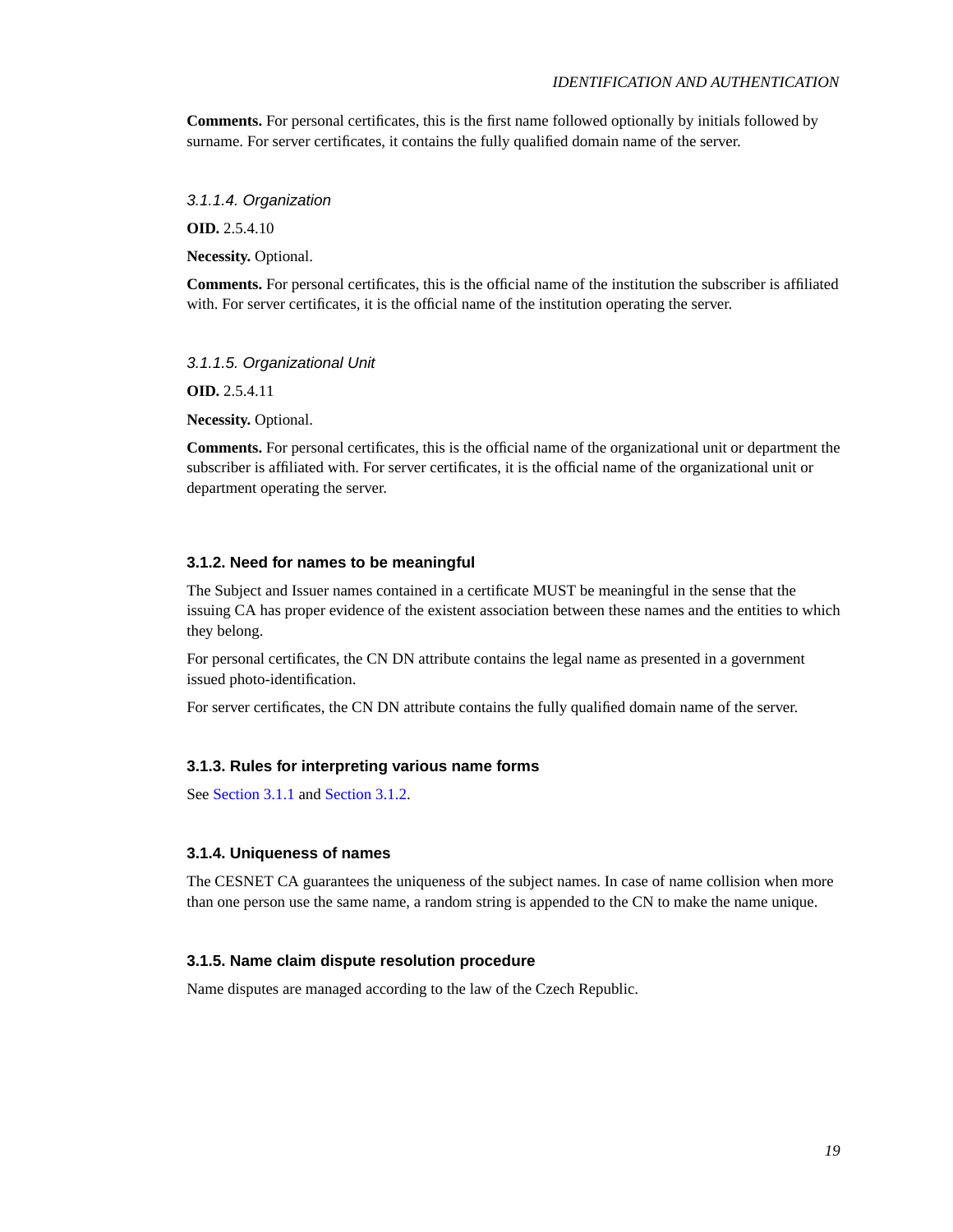**Comments.** For personal certificates, this is the first name followed optionally by initials followed by surname. For server certificates, it contains the fully qualified domain name of the server.

#### *3.1.1.4. Organization*

**OID.** 2.5.4.10

**Necessity.** Optional.

**Comments.** For personal certificates, this is the official name of the institution the subscriber is affiliated with. For server certificates, it is the official name of the institution operating the server.

#### *3.1.1.5. Organizational Unit*

**OID.** 2.5.4.11

**Necessity.** Optional.

**Comments.** For personal certificates, this is the official name of the organizational unit or department the subscriber is affiliated with. For server certificates, it is the official name of the organizational unit or department operating the server.

### 3.1.2. Need for names to be meaningful

The Subject and Issuer names contained in a certificate MUST be meaningful in the sense that the issuing CA has proper evidence of the existent association between these names and the entities to which they belong.

For personal certificates, the CN DN attribute contains the legal name as presented in a government issued photo-identification.

For server certificates, the CN DN attribute contains the fully qualified domain name of the server.

### 3.1.3. Rules for interpreting various name forms

See Section 3.1.1 and Section 3.1.2.

### 3.1.4. Uniqueness of names

The CESNET CA guarantees the uniqueness of the subject names. In case of name collision when more than one person use the same name, a random string is appended to the CN to make the name unique.

### 3.1.5. Name claim dispute resolution procedure

Name disputes are managed according to the law of the Czech Republic.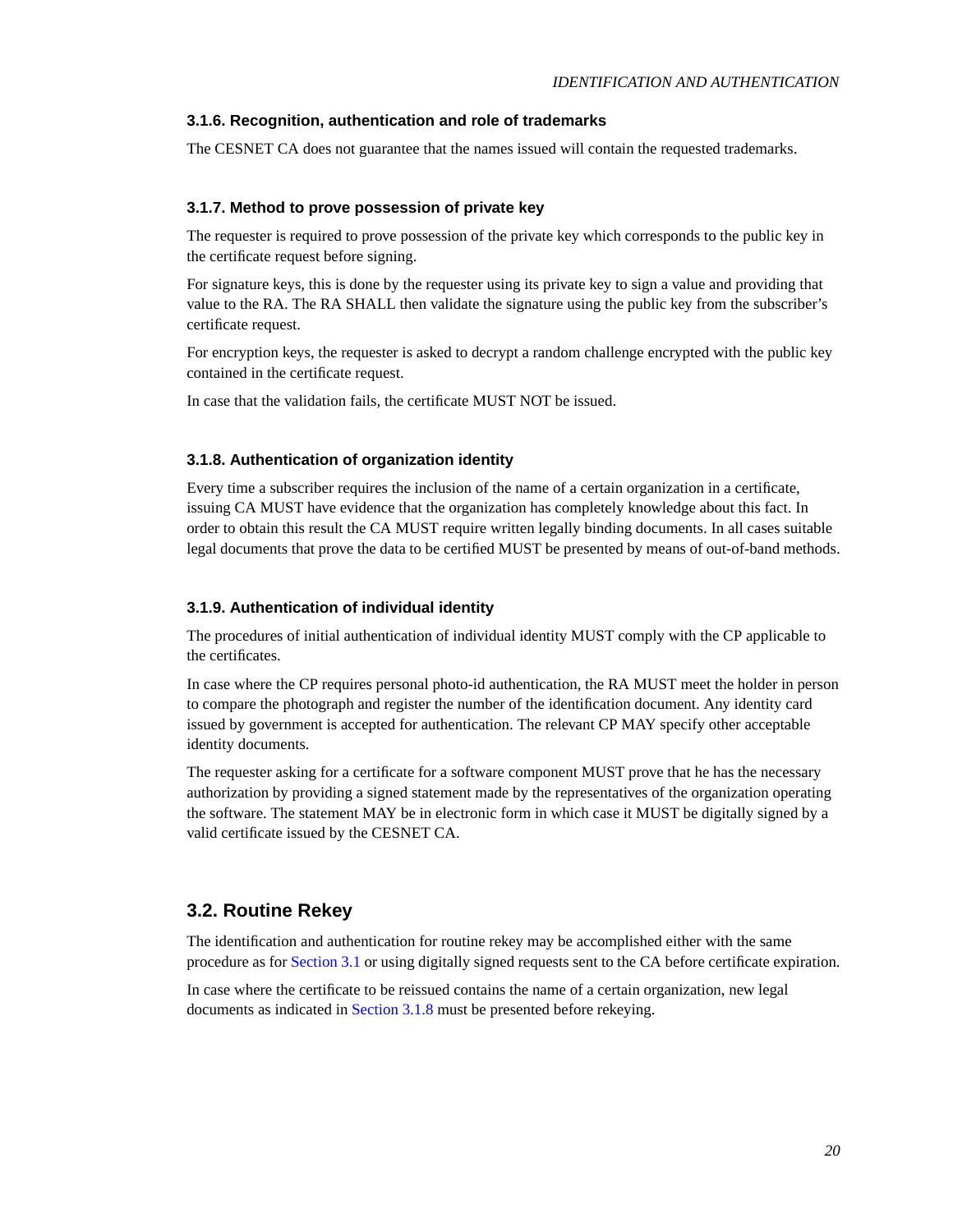### 3.1.6. Recognition, authentication and role of trademarks

The CESNET CA does not guarantee that the names issued will contain the requested trademarks.

### 3.1.7. Method to prove possession of private key

The requester is required to prove possession of the private key which corresponds to the public key in the certificate request before signing.

For signature keys, this is done by the requester using its private key to sign a value and providing that value to the RA. The RA SHALL then validate the signature using the public key from the subscriber's certificate request.

For encryption keys, the requester is asked to decrypt a random challenge encrypted with the public key contained in the certificate request.

In case that the validation fails, the certificate MUST NOT be issued.

### 3.1.8. Authentication of organization identity

Every time a subscriber requires the inclusion of the name of a certain organization in a certificate, issuing CA MUST have evidence that the organization has completely knowledge about this fact. In order to obtain this result the CA MUST require written legally binding documents. In all cases suitable legal documents that prove the data to be certified MUST be presented by means of out-of-band methods.

### 3.1.9. Authentication of individual identity

The procedures of initial authentication of individual identity MUST comply with the CP applicable to the certificates.

In case where the CP requires personal photo-id authentication, the RA MUST meet the holder in person to compare the photograph and register the number of the identification document. Any identity card issued by government is accepted for authentication. The relevant CP MAY specify other acceptable identity documents.

The requester asking for a certificate for a software component MUST prove that he has the necessary authorization by providing a signed statement made by the representatives of the organization operating the software. The statement MAY be in electronic form in which case it MUST be digitally signed by a valid certificate issued by the CESNET CA.

## 3.2. Routine Rekey

The identification and authentication for routine rekey may be accomplished either with the same procedure as for Section 3.1 or using digitally signed requests sent to the CA before certificate expiration.

In case where the certificate to be reissued contains the name of a certain organization, new legal documents as indicated in Section 3.1.8 must be presented before rekeying.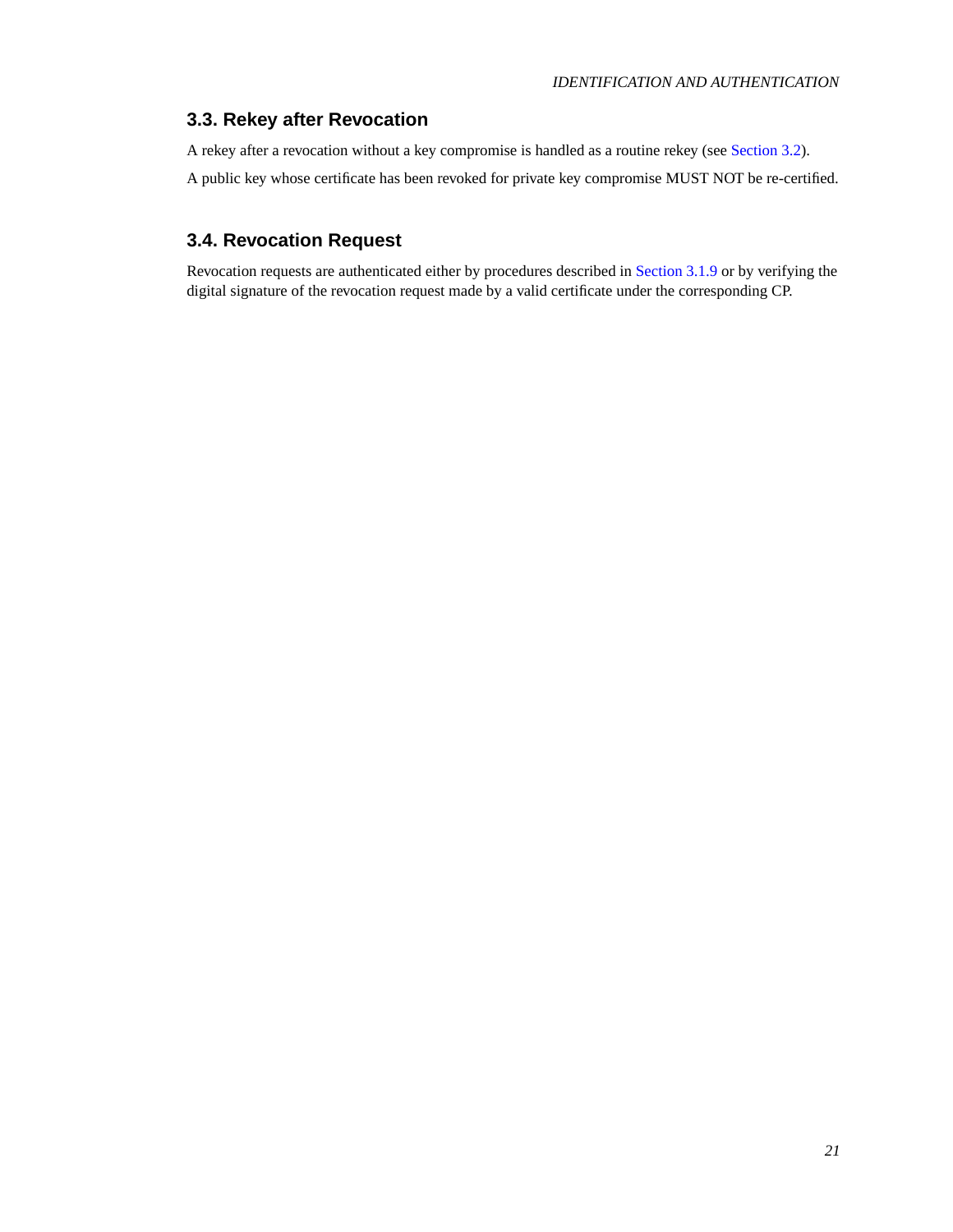## 3.3. Rekey after Revocation

A rekey after a revocation without a key compromise is handled as a routine rekey (see Section 3.2).

A public key whose certificate has been revoked for private key compromise MUST NOT be re-certified.

## 3.4. Revocation Request

Revocation requests are authenticated either by procedures described in Section 3.1.9 or by verifying the digital signature of the revocation request made by a valid certificate under the corresponding CP.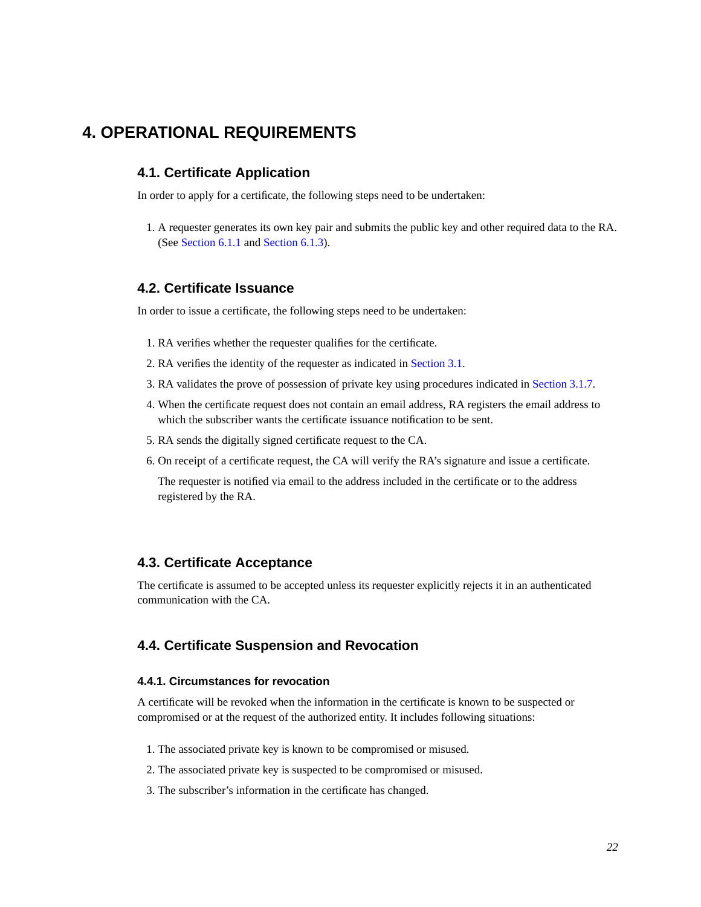# 4. OPERATIONAL REQUIREMENTS

## 4.1. Certificate Application

In order to apply for a certificate, the following steps need to be undertaken:

1. A requester generates its own key pair and submits the public key and other required data to the RA. (See Section 6.1.1 and Section 6.1.3).

## 4.2. Certificate Issuance

In order to issue a certificate, the following steps need to be undertaken:

1. RA verifies whether the requester qualifies for the certificate.
2. RA verifies the identity of the requester as indicated in Section 3.1.
3. RA validates the prove of possession of private key using procedures indicated in Section 3.1.7.
4. When the certificate request does not contain an email address, RA registers the email address to which the subscriber wants the certificate issuance notification to be sent.
5. RA sends the digitally signed certificate request to the CA.
6. On receipt of a certificate request, the CA will verify the RA's signature and issue a certificate.

   The requester is notified via email to the address included in the certificate or to the address registered by the RA.

## 4.3. Certificate Acceptance

The certificate is assumed to be accepted unless its requester explicitly rejects it in an authenticated communication with the CA.

## 4.4. Certificate Suspension and Revocation

### 4.4.1. Circumstances for revocation

A certificate will be revoked when the information in the certificate is known to be suspected or compromised or at the request of the authorized entity. It includes following situations:

1. The associated private key is known to be compromised or misused.
2. The associated private key is suspected to be compromised or misused.
3. The subscriber's information in the certificate has changed.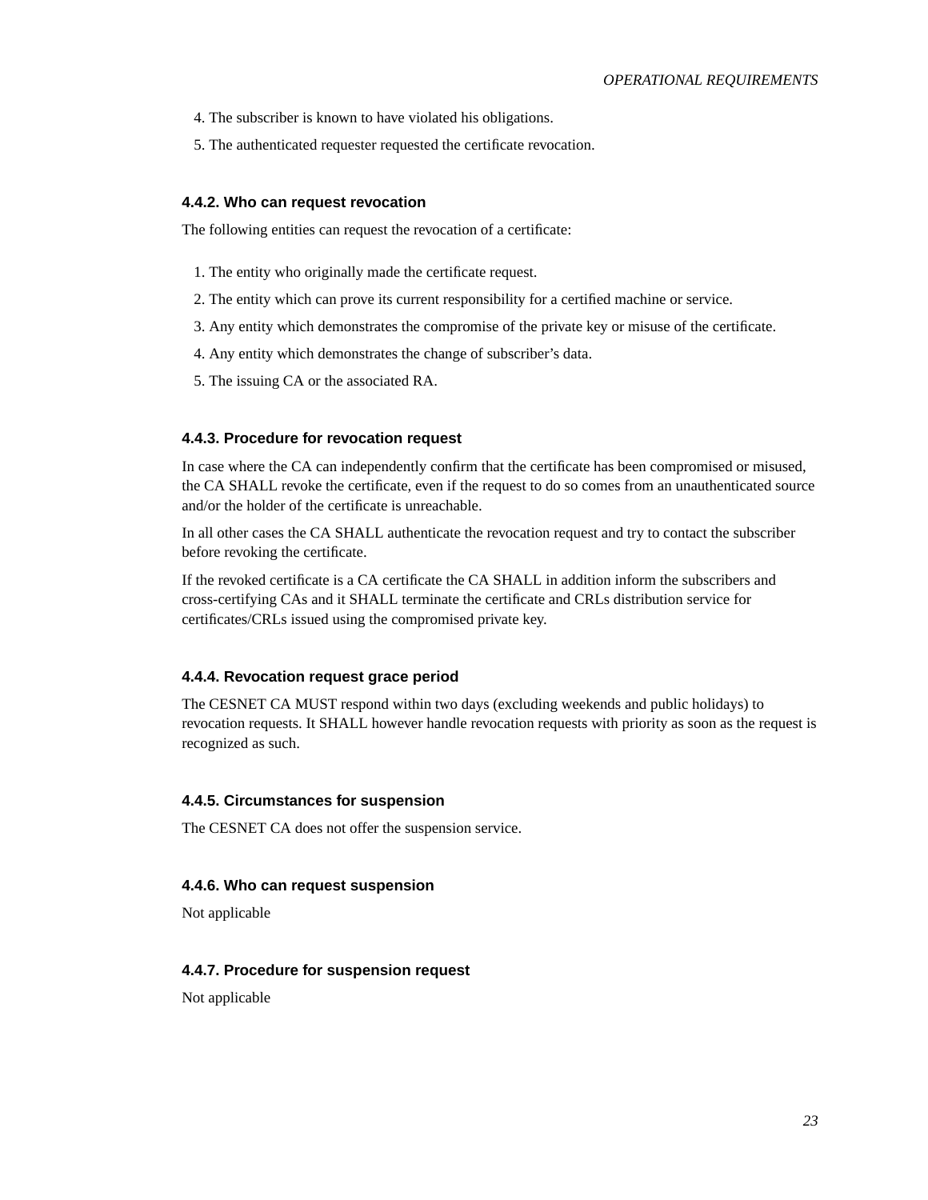4. The subscriber is known to have violated his obligations.
5. The authenticated requester requested the certificate revocation.

### 4.4.2. Who can request revocation

The following entities can request the revocation of a certificate:

1. The entity who originally made the certificate request.
2. The entity which can prove its current responsibility for a certified machine or service.
3. Any entity which demonstrates the compromise of the private key or misuse of the certificate.
4. Any entity which demonstrates the change of subscriber's data.
5. The issuing CA or the associated RA.

### 4.4.3. Procedure for revocation request

In case where the CA can independently confirm that the certificate has been compromised or misused, the CA SHALL revoke the certificate, even if the request to do so comes from an unauthenticated source and/or the holder of the certificate is unreachable.

In all other cases the CA SHALL authenticate the revocation request and try to contact the subscriber before revoking the certificate.

If the revoked certificate is a CA certificate the CA SHALL in addition inform the subscribers and cross-certifying CAs and it SHALL terminate the certificate and CRLs distribution service for certificates/CRLs issued using the compromised private key.

### 4.4.4. Revocation request grace period

The CESNET CA MUST respond within two days (excluding weekends and public holidays) to revocation requests. It SHALL however handle revocation requests with priority as soon as the request is recognized as such.

### 4.4.5. Circumstances for suspension

The CESNET CA does not offer the suspension service.

### 4.4.6. Who can request suspension

Not applicable

### 4.4.7. Procedure for suspension request

Not applicable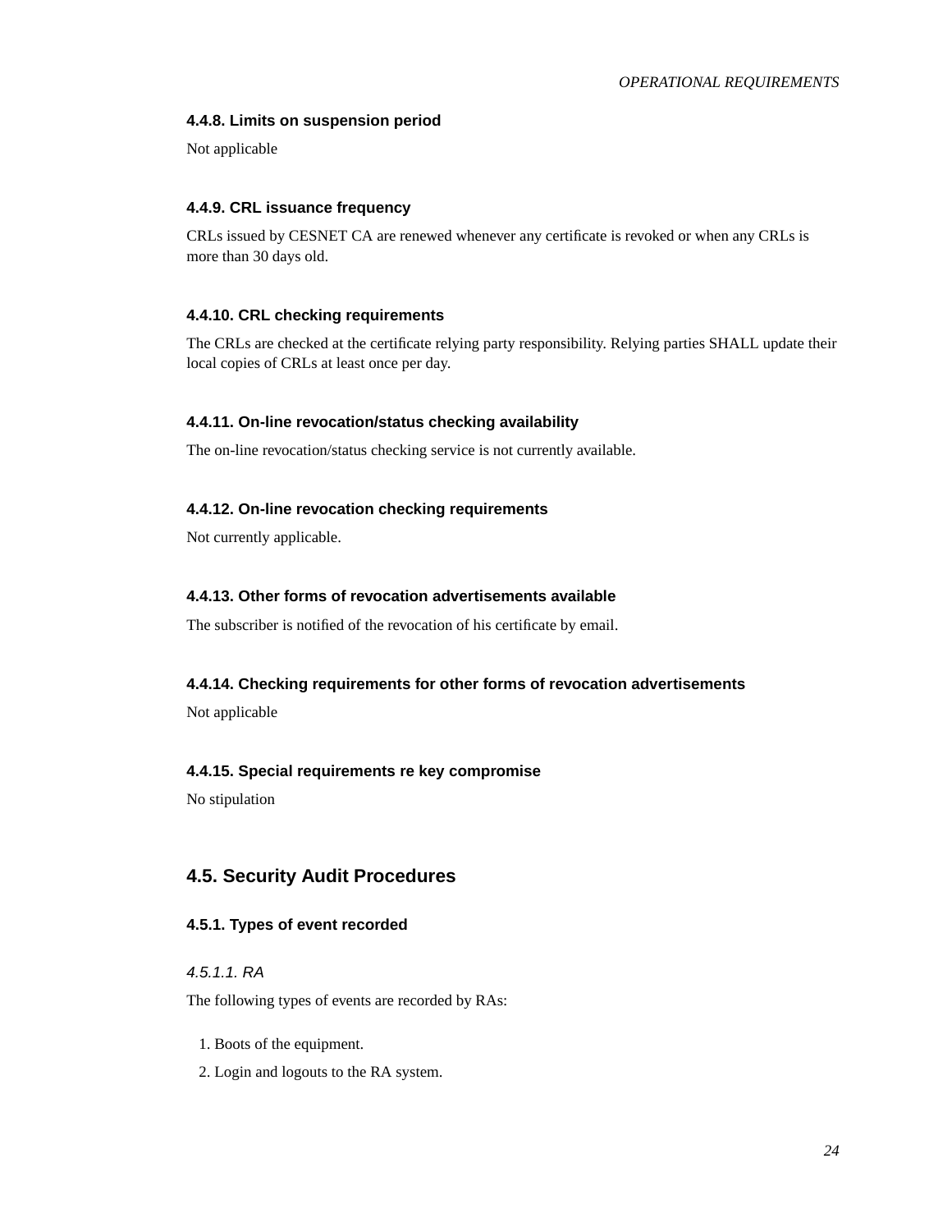### 4.4.8. Limits on suspension period

Not applicable

### 4.4.9. CRL issuance frequency

CRLs issued by CESNET CA are renewed whenever any certificate is revoked or when any CRLs is more than 30 days old.

### 4.4.10. CRL checking requirements

The CRLs are checked at the certificate relying party responsibility. Relying parties SHALL update their local copies of CRLs at least once per day.

### 4.4.11. On-line revocation/status checking availability

The on-line revocation/status checking service is not currently available.

### 4.4.12. On-line revocation checking requirements

Not currently applicable.

### 4.4.13. Other forms of revocation advertisements available

The subscriber is notified of the revocation of his certificate by email.

### 4.4.14. Checking requirements for other forms of revocation advertisements

Not applicable

### 4.4.15. Special requirements re key compromise

No stipulation

## 4.5. Security Audit Procedures

### 4.5.1. Types of event recorded

#### *4.5.1.1. RA*

The following types of events are recorded by RAs:

1. Boots of the equipment.
2. Login and logouts to the RA system.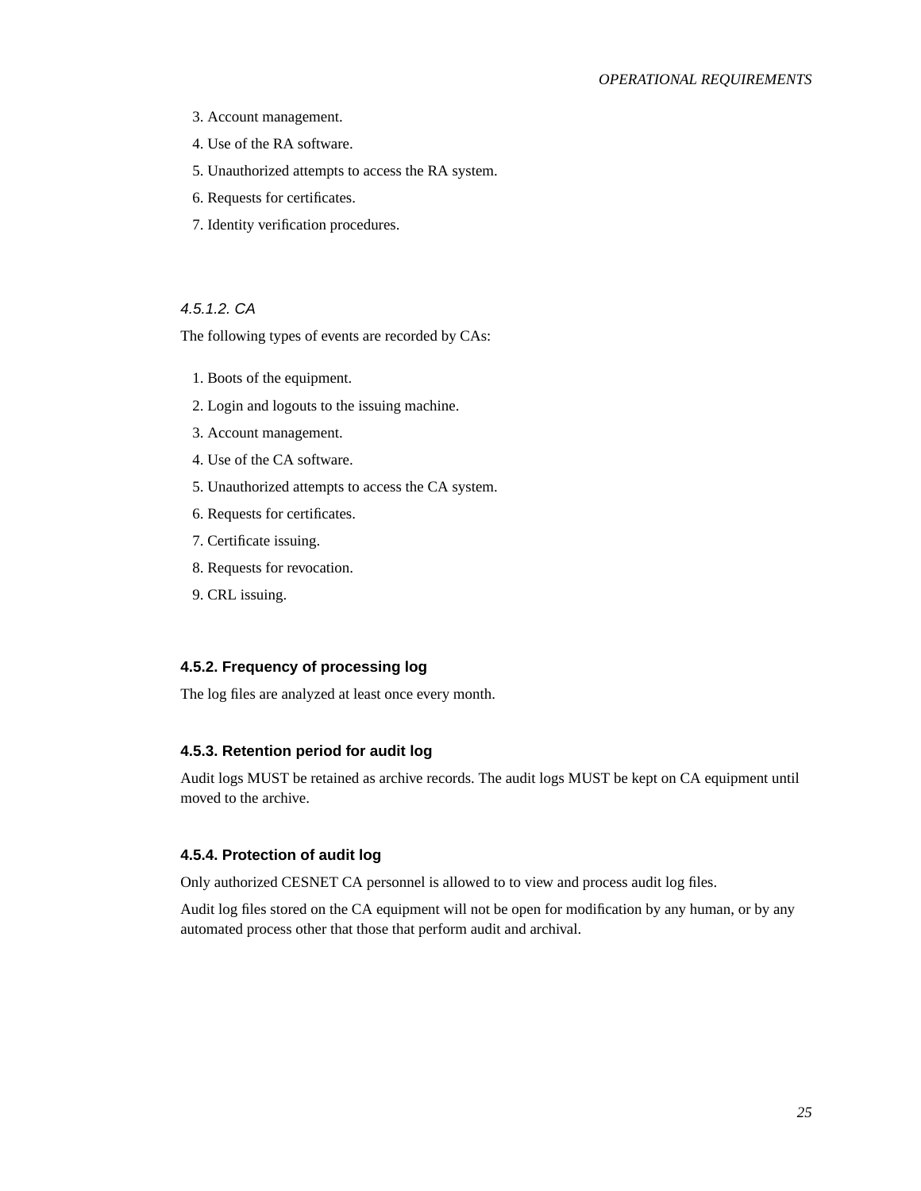3. Account management.
4. Use of the RA software.
5. Unauthorized attempts to access the RA system.
6. Requests for certificates.
7. Identity verification procedures.

#### *4.5.1.2. CA*

The following types of events are recorded by CAs:

1. Boots of the equipment.
2. Login and logouts to the issuing machine.
3. Account management.
4. Use of the CA software.
5. Unauthorized attempts to access the CA system.
6. Requests for certificates.
7. Certificate issuing.
8. Requests for revocation.
9. CRL issuing.

### 4.5.2. Frequency of processing log

The log files are analyzed at least once every month.

### 4.5.3. Retention period for audit log

Audit logs MUST be retained as archive records. The audit logs MUST be kept on CA equipment until moved to the archive.

### 4.5.4. Protection of audit log

Only authorized CESNET CA personnel is allowed to to view and process audit log files.

Audit log files stored on the CA equipment will not be open for modification by any human, or by any automated process other that those that perform audit and archival.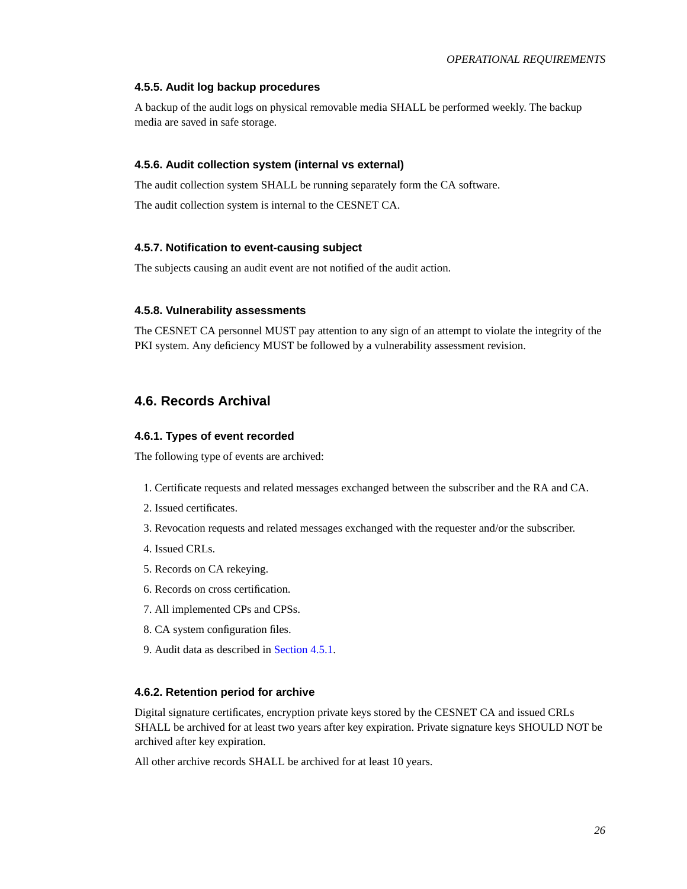### 4.5.5. Audit log backup procedures

A backup of the audit logs on physical removable media SHALL be performed weekly. The backup media are saved in safe storage.

### 4.5.6. Audit collection system (internal vs external)

The audit collection system SHALL be running separately form the CA software.

The audit collection system is internal to the CESNET CA.

### 4.5.7. Notification to event-causing subject

The subjects causing an audit event are not notified of the audit action.

### 4.5.8. Vulnerability assessments

The CESNET CA personnel MUST pay attention to any sign of an attempt to violate the integrity of the PKI system. Any deficiency MUST be followed by a vulnerability assessment revision.

## 4.6. Records Archival

### 4.6.1. Types of event recorded

The following type of events are archived:

1. Certificate requests and related messages exchanged between the subscriber and the RA and CA.
2. Issued certificates.
3. Revocation requests and related messages exchanged with the requester and/or the subscriber.
4. Issued CRLs.
5. Records on CA rekeying.
6. Records on cross certification.
7. All implemented CPs and CPSs.
8. CA system configuration files.
9. Audit data as described in Section 4.5.1.

### 4.6.2. Retention period for archive

Digital signature certificates, encryption private keys stored by the CESNET CA and issued CRLs SHALL be archived for at least two years after key expiration. Private signature keys SHOULD NOT be archived after key expiration.

All other archive records SHALL be archived for at least 10 years.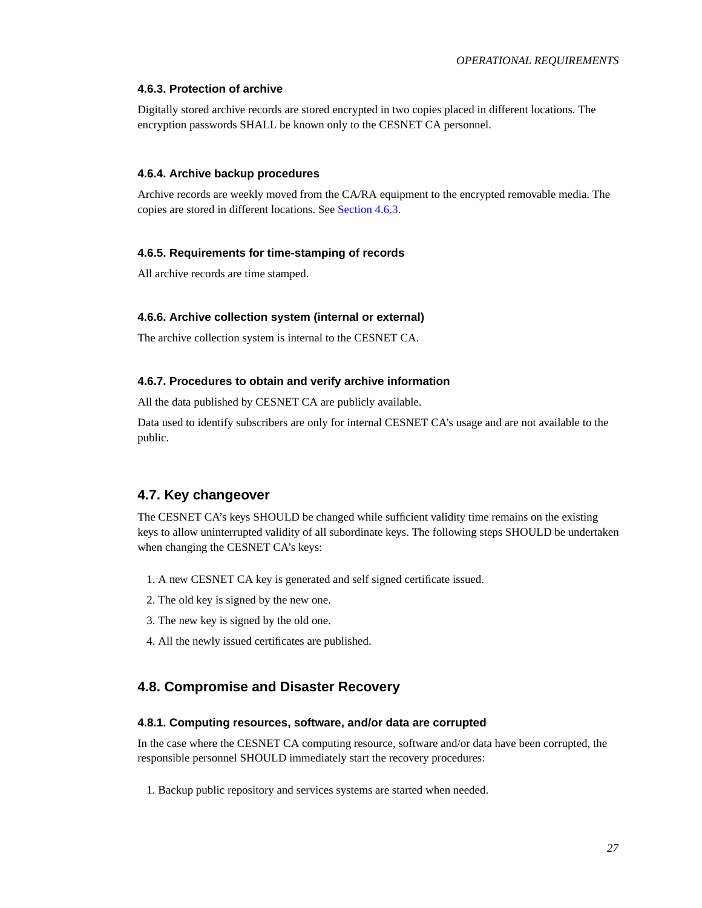#### 4.6.3. Protection of archive

Digitally stored archive records are stored encrypted in two copies placed in different locations. The encryption passwords SHALL be known only to the CESNET CA personnel.

#### 4.6.4. Archive backup procedures

Archive records are weekly moved from the CA/RA equipment to the encrypted removable media. The copies are stored in different locations. See Section 4.6.3.

#### 4.6.5. Requirements for time-stamping of records

All archive records are time stamped.

#### 4.6.6. Archive collection system (internal or external)

The archive collection system is internal to the CESNET CA.

#### 4.6.7. Procedures to obtain and verify archive information

All the data published by CESNET CA are publicly available.

Data used to identify subscribers are only for internal CESNET CA's usage and are not available to the public.

### 4.7. Key changeover

The CESNET CA's keys SHOULD be changed while sufficient validity time remains on the existing keys to allow uninterrupted validity of all subordinate keys. The following steps SHOULD be undertaken when changing the CESNET CA's keys:

1. A new CESNET CA key is generated and self signed certificate issued.
2. The old key is signed by the new one.
3. The new key is signed by the old one.
4. All the newly issued certificates are published.

### 4.8. Compromise and Disaster Recovery

#### 4.8.1. Computing resources, software, and/or data are corrupted

In the case where the CESNET CA computing resource, software and/or data have been corrupted, the responsible personnel SHOULD immediately start the recovery procedures:

1. Backup public repository and services systems are started when needed.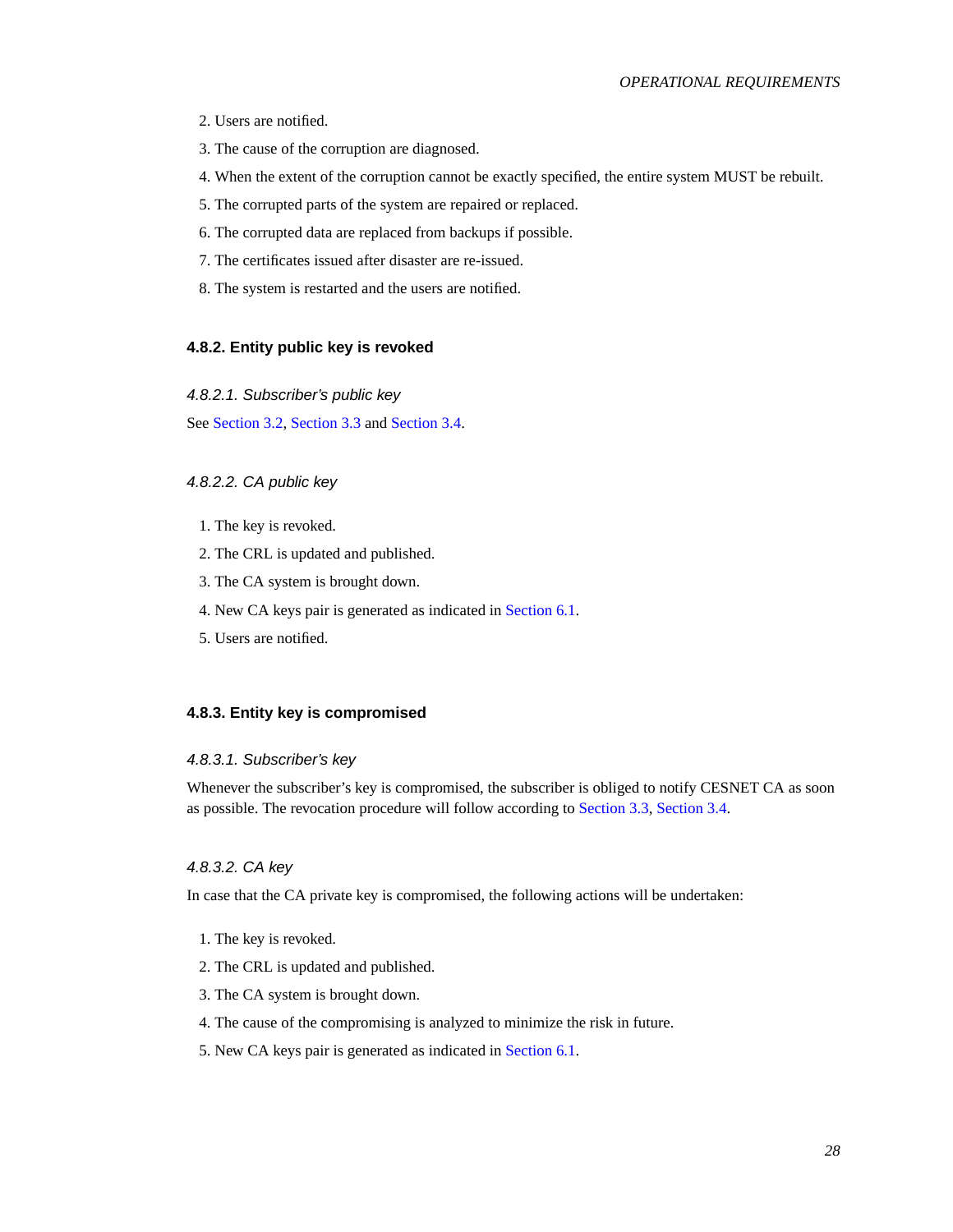2. Users are notified.
3. The cause of the corruption are diagnosed.
4. When the extent of the corruption cannot be exactly specified, the entire system MUST be rebuilt.
5. The corrupted parts of the system are repaired or replaced.
6. The corrupted data are replaced from backups if possible.
7. The certificates issued after disaster are re-issued.
8. The system is restarted and the users are notified.

### 4.8.2. Entity public key is revoked

#### *4.8.2.1. Subscriber's public key*

See Section 3.2, Section 3.3 and Section 3.4.

#### *4.8.2.2. CA public key*

1. The key is revoked.
2. The CRL is updated and published.
3. The CA system is brought down.
4. New CA keys pair is generated as indicated in Section 6.1.
5. Users are notified.

### 4.8.3. Entity key is compromised

#### *4.8.3.1. Subscriber's key*

Whenever the subscriber's key is compromised, the subscriber is obliged to notify CESNET CA as soon as possible. The revocation procedure will follow according to Section 3.3, Section 3.4.

#### *4.8.3.2. CA key*

In case that the CA private key is compromised, the following actions will be undertaken:

1. The key is revoked.
2. The CRL is updated and published.
3. The CA system is brought down.
4. The cause of the compromising is analyzed to minimize the risk in future.
5. New CA keys pair is generated as indicated in Section 6.1.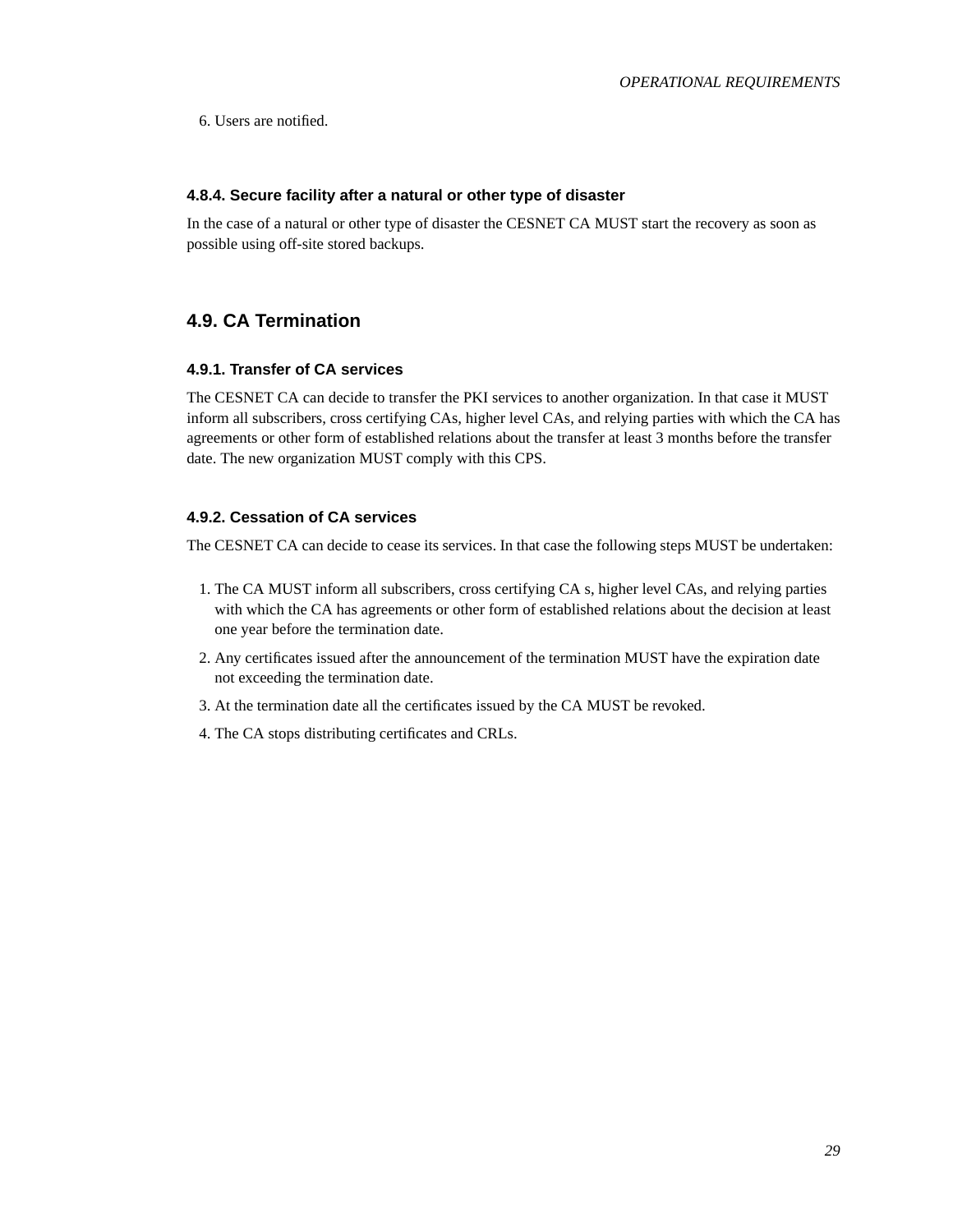6. Users are notified.

### 4.8.4. Secure facility after a natural or other type of disaster

In the case of a natural or other type of disaster the CESNET CA MUST start the recovery as soon as possible using off-site stored backups.

## 4.9. CA Termination

### 4.9.1. Transfer of CA services

The CESNET CA can decide to transfer the PKI services to another organization. In that case it MUST inform all subscribers, cross certifying CAs, higher level CAs, and relying parties with which the CA has agreements or other form of established relations about the transfer at least 3 months before the transfer date. The new organization MUST comply with this CPS.

### 4.9.2. Cessation of CA services

The CESNET CA can decide to cease its services. In that case the following steps MUST be undertaken:

1. The CA MUST inform all subscribers, cross certifying CA s, higher level CAs, and relying parties with which the CA has agreements or other form of established relations about the decision at least one year before the termination date.
2. Any certificates issued after the announcement of the termination MUST have the expiration date not exceeding the termination date.
3. At the termination date all the certificates issued by the CA MUST be revoked.
4. The CA stops distributing certificates and CRLs.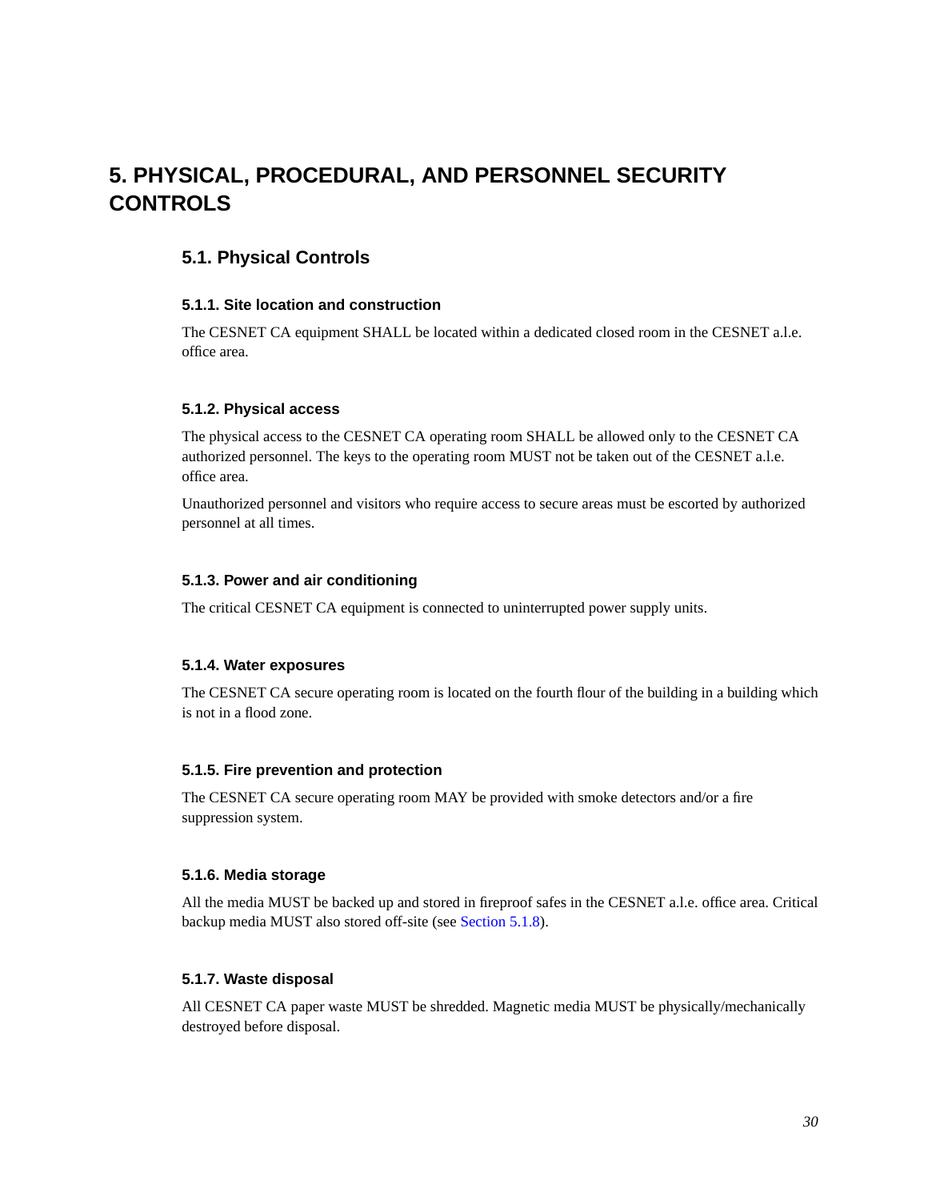# 5. PHYSICAL, PROCEDURAL, AND PERSONNEL SECURITY CONTROLS

## 5.1. Physical Controls

### 5.1.1. Site location and construction

The CESNET CA equipment SHALL be located within a dedicated closed room in the CESNET a.l.e. office area.

### 5.1.2. Physical access

The physical access to the CESNET CA operating room SHALL be allowed only to the CESNET CA authorized personnel. The keys to the operating room MUST not be taken out of the CESNET a.l.e. office area.

Unauthorized personnel and visitors who require access to secure areas must be escorted by authorized personnel at all times.

### 5.1.3. Power and air conditioning

The critical CESNET CA equipment is connected to uninterrupted power supply units.

### 5.1.4. Water exposures

The CESNET CA secure operating room is located on the fourth flour of the building in a building which is not in a flood zone.

### 5.1.5. Fire prevention and protection

The CESNET CA secure operating room MAY be provided with smoke detectors and/or a fire suppression system.

### 5.1.6. Media storage

All the media MUST be backed up and stored in fireproof safes in the CESNET a.l.e. office area. Critical backup media MUST also stored off-site (see Section 5.1.8).

### 5.1.7. Waste disposal

All CESNET CA paper waste MUST be shredded. Magnetic media MUST be physically/mechanically destroyed before disposal.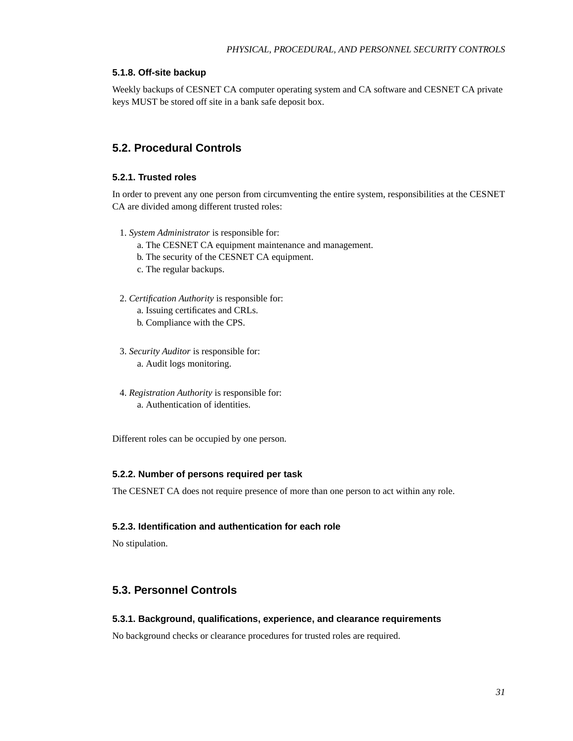#### 5.1.8. Off-site backup

Weekly backups of CESNET CA computer operating system and CA software and CESNET CA private keys MUST be stored off site in a bank safe deposit box.

### 5.2. Procedural Controls

#### 5.2.1. Trusted roles

In order to prevent any one person from circumventing the entire system, responsibilities at the CESNET CA are divided among different trusted roles:

1. *System Administrator* is responsible for:
   a. The CESNET CA equipment maintenance and management.
   b. The security of the CESNET CA equipment.
   c. The regular backups.

2. *Certification Authority* is responsible for:
   a. Issuing certificates and CRLs.
   b. Compliance with the CPS.

3. *Security Auditor* is responsible for:
   a. Audit logs monitoring.

4. *Registration Authority* is responsible for:
   a. Authentication of identities.

Different roles can be occupied by one person.

#### 5.2.2. Number of persons required per task

The CESNET CA does not require presence of more than one person to act within any role.

#### 5.2.3. Identification and authentication for each role

No stipulation.

### 5.3. Personnel Controls

#### 5.3.1. Background, qualifications, experience, and clearance requirements

No background checks or clearance procedures for trusted roles are required.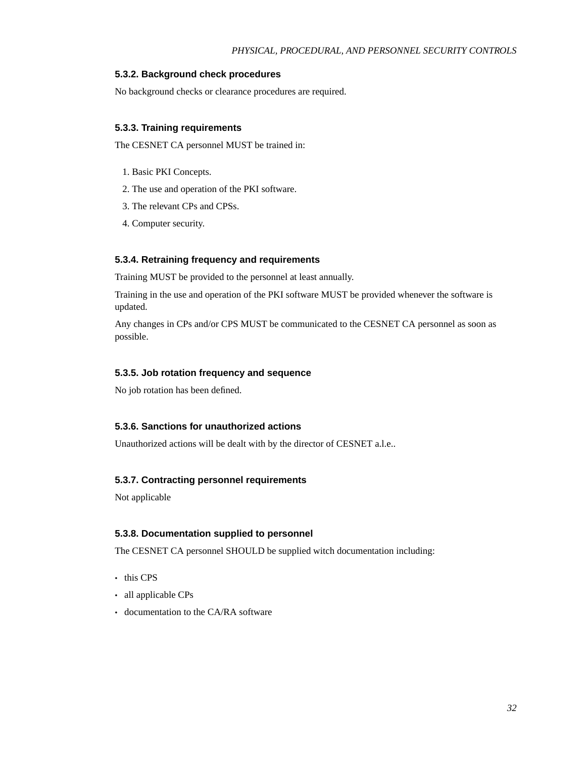### 5.3.2. Background check procedures

No background checks or clearance procedures are required.

### 5.3.3. Training requirements

The CESNET CA personnel MUST be trained in:

1. Basic PKI Concepts.
2. The use and operation of the PKI software.
3. The relevant CPs and CPSs.
4. Computer security.

### 5.3.4. Retraining frequency and requirements

Training MUST be provided to the personnel at least annually.

Training in the use and operation of the PKI software MUST be provided whenever the software is updated.

Any changes in CPs and/or CPS MUST be communicated to the CESNET CA personnel as soon as possible.

### 5.3.5. Job rotation frequency and sequence

No job rotation has been defined.

### 5.3.6. Sanctions for unauthorized actions

Unauthorized actions will be dealt with by the director of CESNET a.l.e..

### 5.3.7. Contracting personnel requirements

Not applicable

### 5.3.8. Documentation supplied to personnel

The CESNET CA personnel SHOULD be supplied witch documentation including:

- this CPS
- all applicable CPs
- documentation to the CA/RA software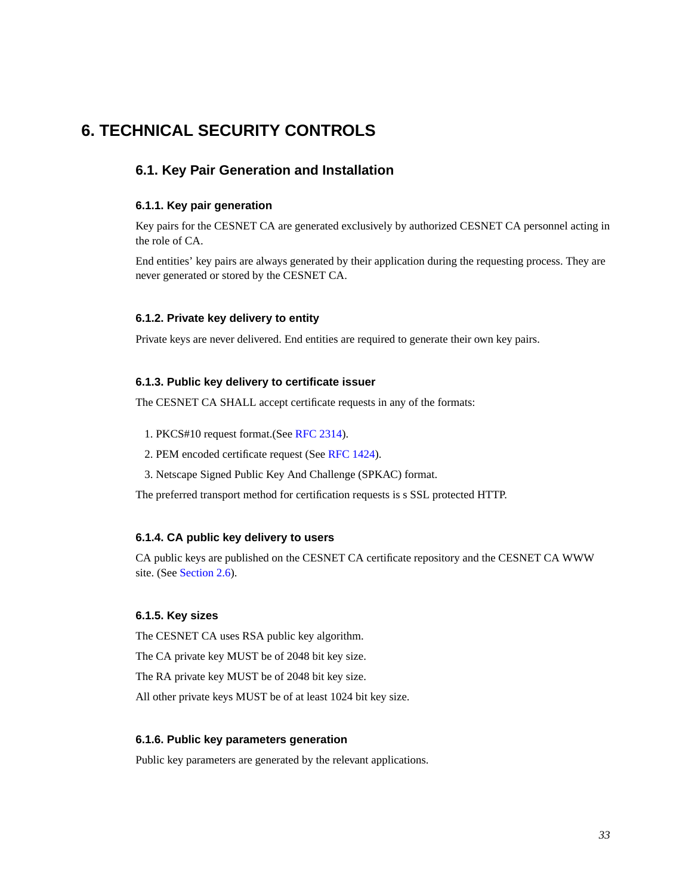# 6. TECHNICAL SECURITY CONTROLS

## 6.1. Key Pair Generation and Installation

### 6.1.1. Key pair generation

Key pairs for the CESNET CA are generated exclusively by authorized CESNET CA personnel acting in the role of CA.

End entities' key pairs are always generated by their application during the requesting process. They are never generated or stored by the CESNET CA.

### 6.1.2. Private key delivery to entity

Private keys are never delivered. End entities are required to generate their own key pairs.

### 6.1.3. Public key delivery to certificate issuer

The CESNET CA SHALL accept certificate requests in any of the formats:

1. PKCS#10 request format.(See RFC 2314).
2. PEM encoded certificate request (See RFC 1424).
3. Netscape Signed Public Key And Challenge (SPKAC) format.

The preferred transport method for certification requests is s SSL protected HTTP.

### 6.1.4. CA public key delivery to users

CA public keys are published on the CESNET CA certificate repository and the CESNET CA WWW site. (See Section 2.6).

### 6.1.5. Key sizes

The CESNET CA uses RSA public key algorithm.

The CA private key MUST be of 2048 bit key size.

The RA private key MUST be of 2048 bit key size.

All other private keys MUST be of at least 1024 bit key size.

### 6.1.6. Public key parameters generation

Public key parameters are generated by the relevant applications.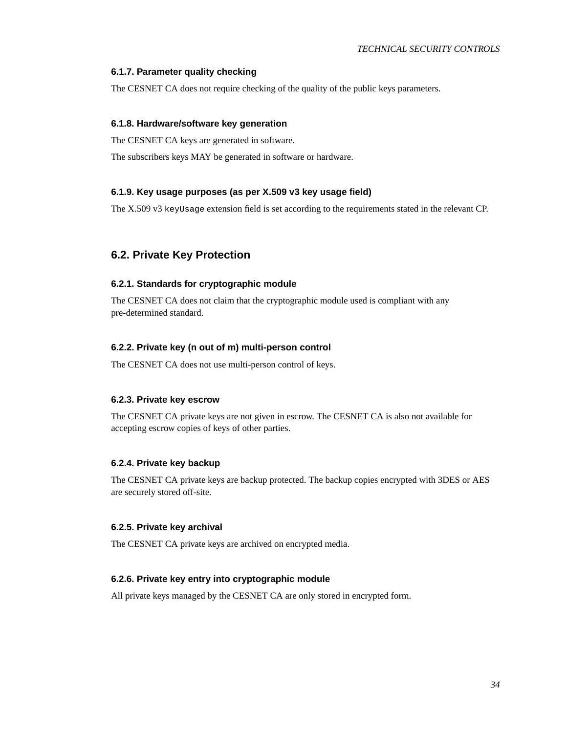### 6.1.7. Parameter quality checking

The CESNET CA does not require checking of the quality of the public keys parameters.

### 6.1.8. Hardware/software key generation

The CESNET CA keys are generated in software.

The subscribers keys MAY be generated in software or hardware.

### 6.1.9. Key usage purposes (as per X.509 v3 key usage field)

The X.509 v3 `keyUsage` extension field is set according to the requirements stated in the relevant CP.

## 6.2. Private Key Protection

### 6.2.1. Standards for cryptographic module

The CESNET CA does not claim that the cryptographic module used is compliant with any pre-determined standard.

### 6.2.2. Private key (n out of m) multi-person control

The CESNET CA does not use multi-person control of keys.

### 6.2.3. Private key escrow

The CESNET CA private keys are not given in escrow. The CESNET CA is also not available for accepting escrow copies of keys of other parties.

### 6.2.4. Private key backup

The CESNET CA private keys are backup protected. The backup copies encrypted with 3DES or AES are securely stored off-site.

### 6.2.5. Private key archival

The CESNET CA private keys are archived on encrypted media.

### 6.2.6. Private key entry into cryptographic module

All private keys managed by the CESNET CA are only stored in encrypted form.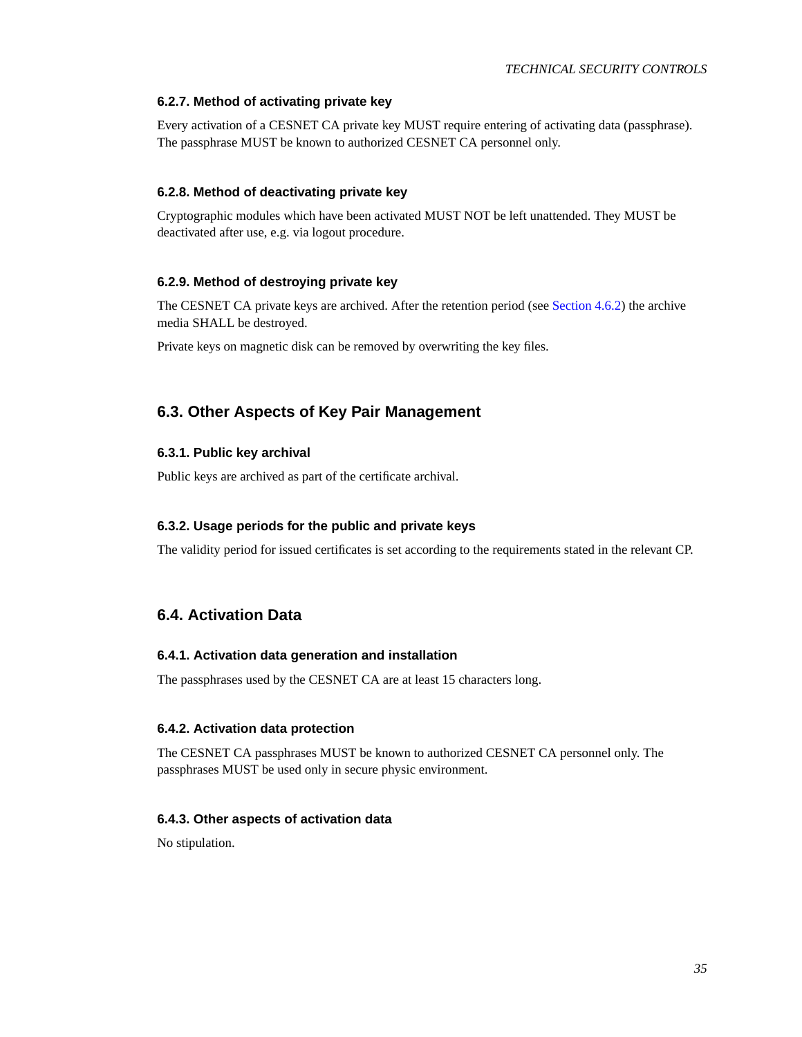### 6.2.7. Method of activating private key

Every activation of a CESNET CA private key MUST require entering of activating data (passphrase). The passphrase MUST be known to authorized CESNET CA personnel only.

### 6.2.8. Method of deactivating private key

Cryptographic modules which have been activated MUST NOT be left unattended. They MUST be deactivated after use, e.g. via logout procedure.

### 6.2.9. Method of destroying private key

The CESNET CA private keys are archived. After the retention period (see Section 4.6.2) the archive media SHALL be destroyed.

Private keys on magnetic disk can be removed by overwriting the key files.

## 6.3. Other Aspects of Key Pair Management

### 6.3.1. Public key archival

Public keys are archived as part of the certificate archival.

### 6.3.2. Usage periods for the public and private keys

The validity period for issued certificates is set according to the requirements stated in the relevant CP.

## 6.4. Activation Data

### 6.4.1. Activation data generation and installation

The passphrases used by the CESNET CA are at least 15 characters long.

### 6.4.2. Activation data protection

The CESNET CA passphrases MUST be known to authorized CESNET CA personnel only. The passphrases MUST be used only in secure physic environment.

### 6.4.3. Other aspects of activation data

No stipulation.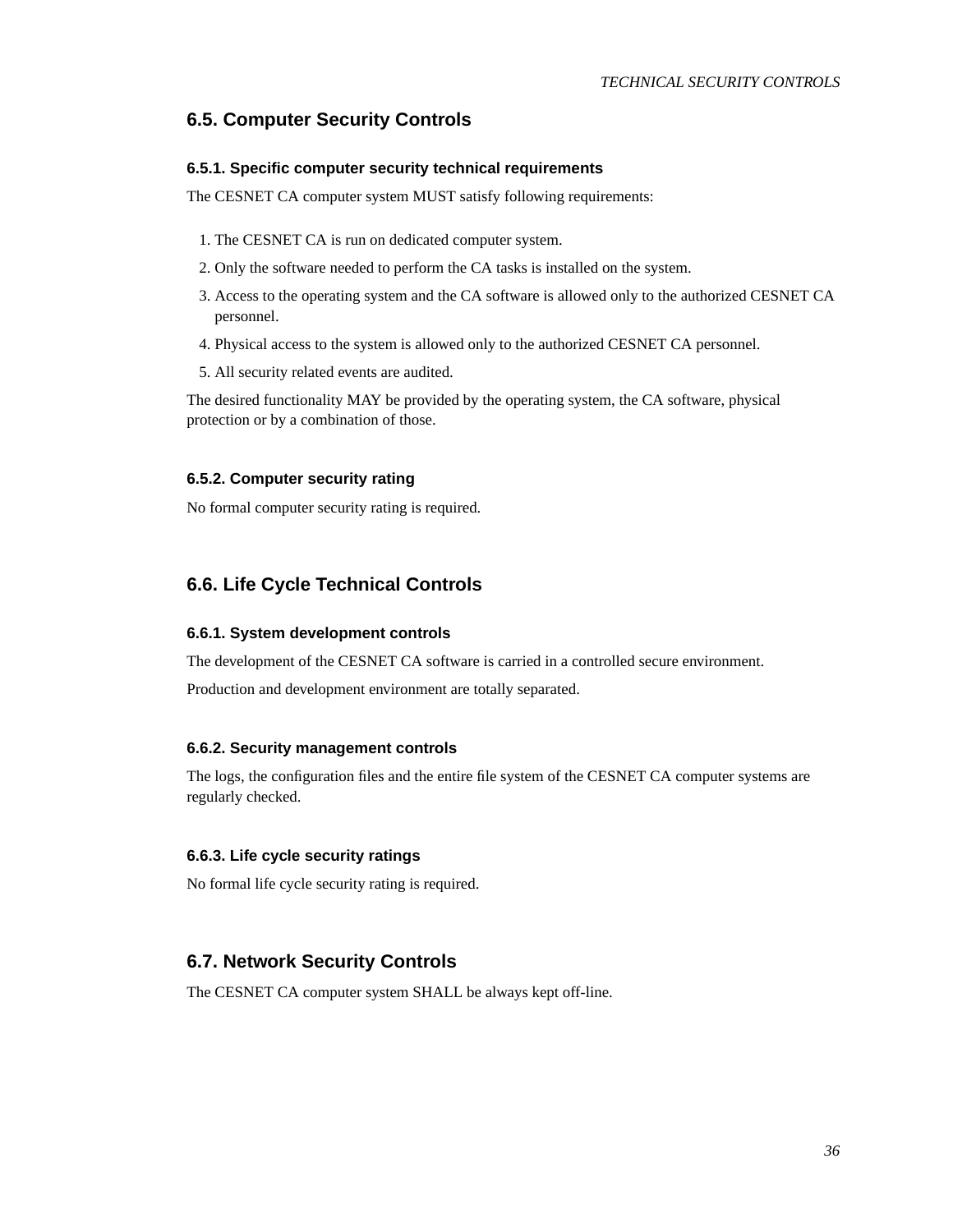## 6.5. Computer Security Controls

### 6.5.1. Specific computer security technical requirements

The CESNET CA computer system MUST satisfy following requirements:

1. The CESNET CA is run on dedicated computer system.
2. Only the software needed to perform the CA tasks is installed on the system.
3. Access to the operating system and the CA software is allowed only to the authorized CESNET CA personnel.
4. Physical access to the system is allowed only to the authorized CESNET CA personnel.
5. All security related events are audited.

The desired functionality MAY be provided by the operating system, the CA software, physical protection or by a combination of those.

### 6.5.2. Computer security rating

No formal computer security rating is required.

## 6.6. Life Cycle Technical Controls

### 6.6.1. System development controls

The development of the CESNET CA software is carried in a controlled secure environment.

Production and development environment are totally separated.

### 6.6.2. Security management controls

The logs, the configuration files and the entire file system of the CESNET CA computer systems are regularly checked.

### 6.6.3. Life cycle security ratings

No formal life cycle security rating is required.

## 6.7. Network Security Controls

The CESNET CA computer system SHALL be always kept off-line.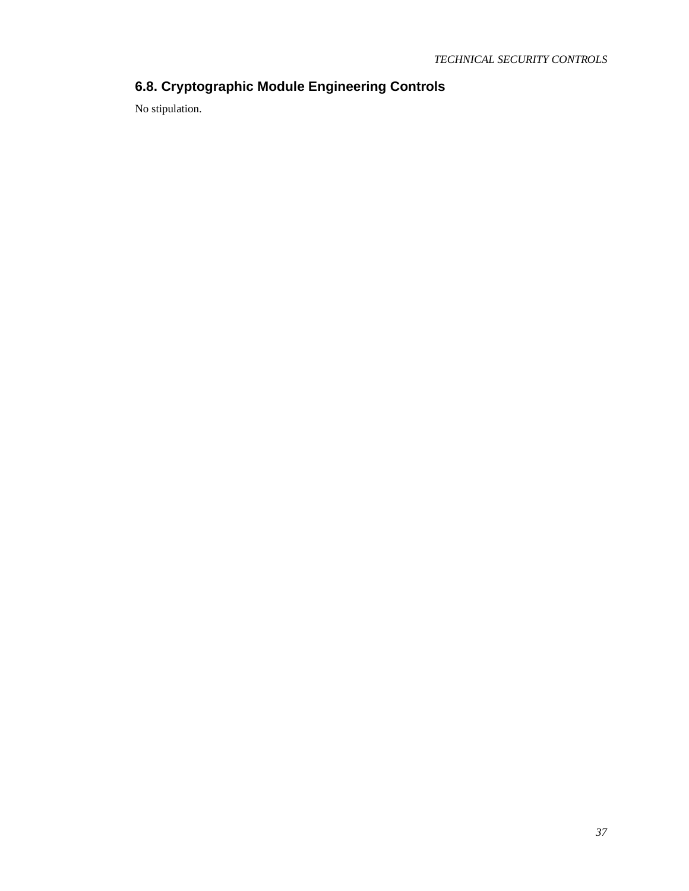## 6.8. Cryptographic Module Engineering Controls

No stipulation.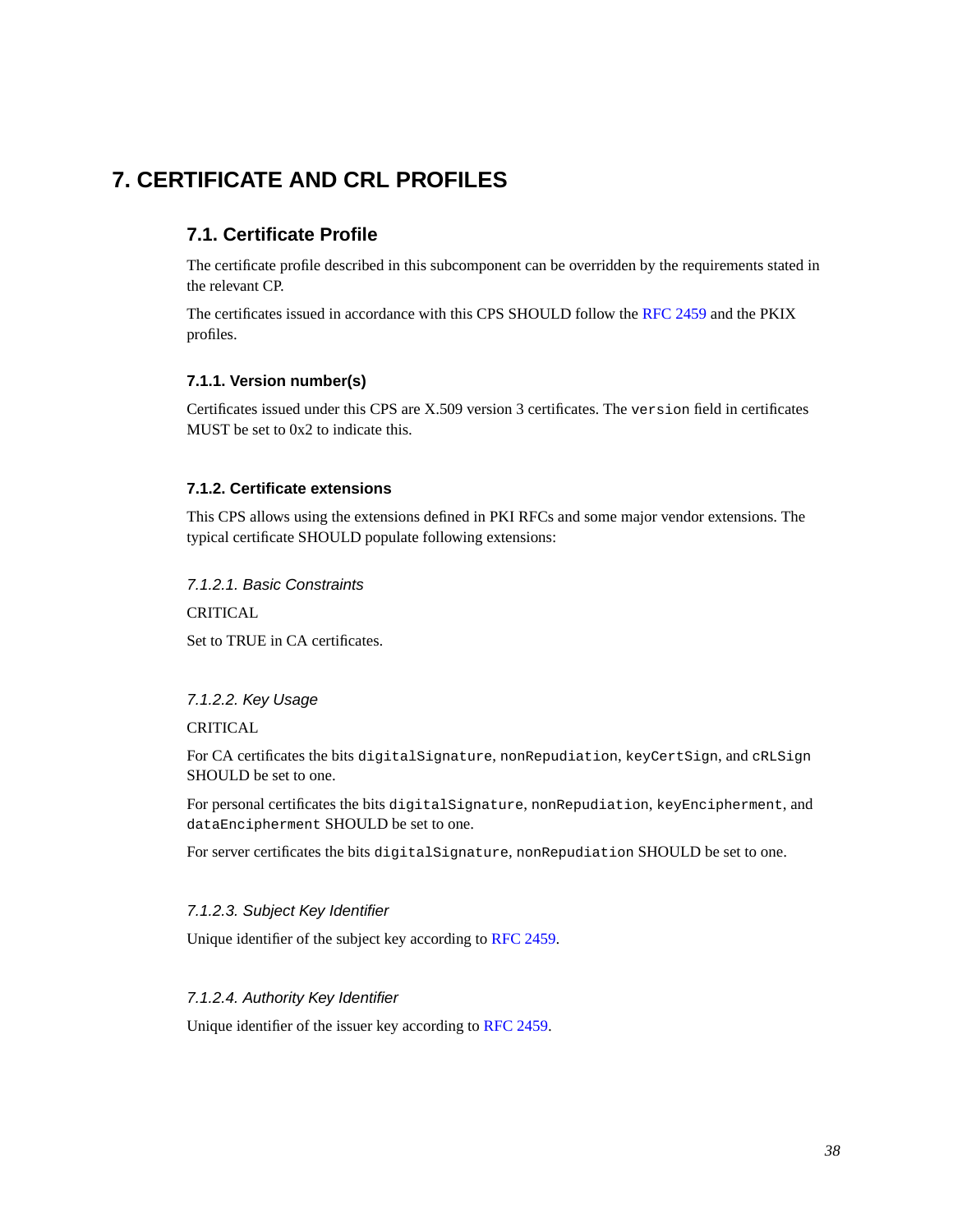# 7. CERTIFICATE AND CRL PROFILES

## 7.1. Certificate Profile

The certificate profile described in this subcomponent can be overridden by the requirements stated in the relevant CP.

The certificates issued in accordance with this CPS SHOULD follow the RFC 2459 and the PKIX profiles.

### 7.1.1. Version number(s)

Certificates issued under this CPS are X.509 version 3 certificates. The `version` field in certificates MUST be set to 0x2 to indicate this.

### 7.1.2. Certificate extensions

This CPS allows using the extensions defined in PKI RFCs and some major vendor extensions. The typical certificate SHOULD populate following extensions:

#### *7.1.2.1. Basic Constraints*

CRITICAL

Set to TRUE in CA certificates.

#### *7.1.2.2. Key Usage*

CRITICAL

For CA certificates the bits `digitalSignature`, `nonRepudiation`, `keyCertSign`, and `cRLSign` SHOULD be set to one.

For personal certificates the bits `digitalSignature`, `nonRepudiation`, `keyEncipherment`, and `dataEncipherment` SHOULD be set to one.

For server certificates the bits `digitalSignature`, `nonRepudiation` SHOULD be set to one.

#### *7.1.2.3. Subject Key Identifier*

Unique identifier of the subject key according to RFC 2459.

#### *7.1.2.4. Authority Key Identifier*

Unique identifier of the issuer key according to RFC 2459.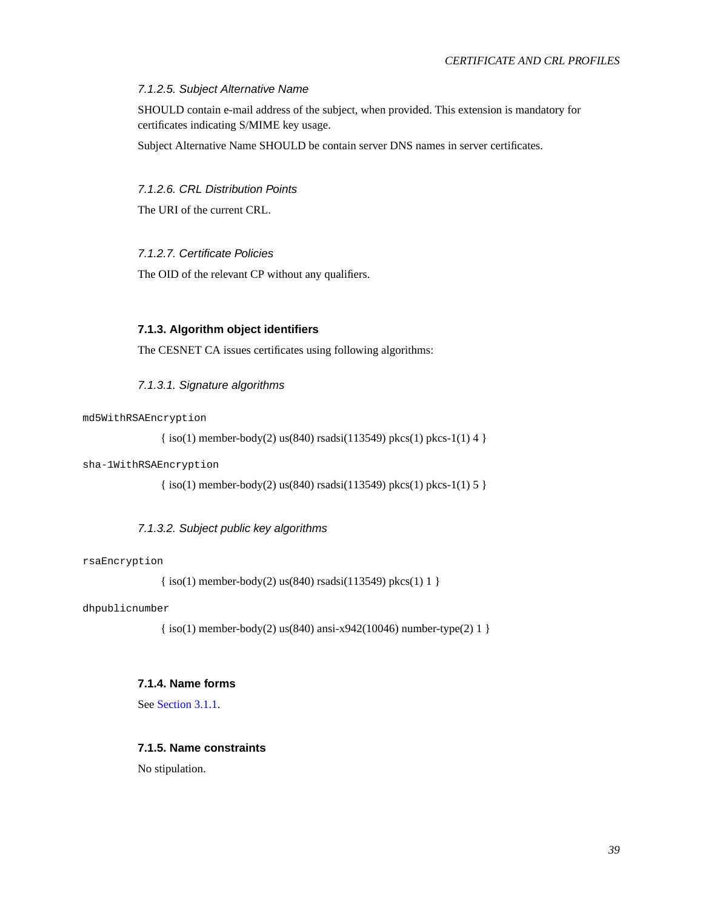#### 7.1.2.5. Subject Alternative Name

SHOULD contain e-mail address of the subject, when provided. This extension is mandatory for certificates indicating S/MIME key usage.

Subject Alternative Name SHOULD be contain server DNS names in server certificates.

#### 7.1.2.6. CRL Distribution Points

The URI of the current CRL.

#### 7.1.2.7. Certificate Policies

The OID of the relevant CP without any qualifiers.

### 7.1.3. Algorithm object identifiers

The CESNET CA issues certificates using following algorithms:

#### 7.1.3.1. Signature algorithms

`md5WithRSAEncryption`

{ iso(1) member-body(2) us(840) rsadsi(113549) pkcs(1) pkcs-1(1) 4 }

`sha-1WithRSAEncryption`

{ iso(1) member-body(2) us(840) rsadsi(113549) pkcs(1) pkcs-1(1) 5 }

#### 7.1.3.2. Subject public key algorithms

`rsaEncryption`

{ iso(1) member-body(2) us(840) rsadsi(113549) pkcs(1) 1 }

`dhpublicnumber`

{ iso(1) member-body(2) us(840) ansi-x942(10046) number-type(2) 1 }

### 7.1.4. Name forms

See Section 3.1.1.

### 7.1.5. Name constraints

No stipulation.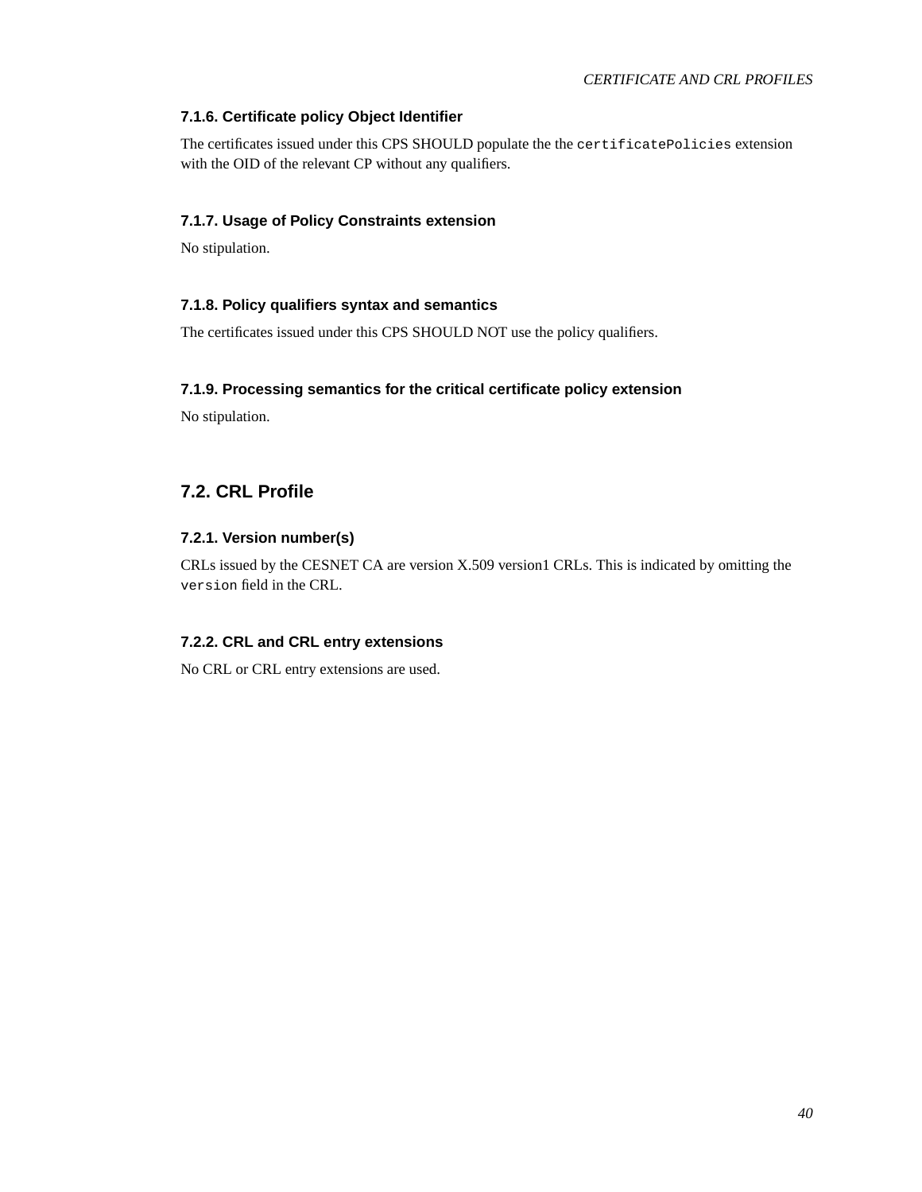### 7.1.6. Certificate policy Object Identifier

The certificates issued under this CPS SHOULD populate the the `certificatePolicies` extension with the OID of the relevant CP without any qualifiers.

### 7.1.7. Usage of Policy Constraints extension

No stipulation.

### 7.1.8. Policy qualifiers syntax and semantics

The certificates issued under this CPS SHOULD NOT use the policy qualifiers.

### 7.1.9. Processing semantics for the critical certificate policy extension

No stipulation.

## 7.2. CRL Profile

### 7.2.1. Version number(s)

CRLs issued by the CESNET CA are version X.509 version1 CRLs. This is indicated by omitting the `version` field in the CRL.

### 7.2.2. CRL and CRL entry extensions

No CRL or CRL entry extensions are used.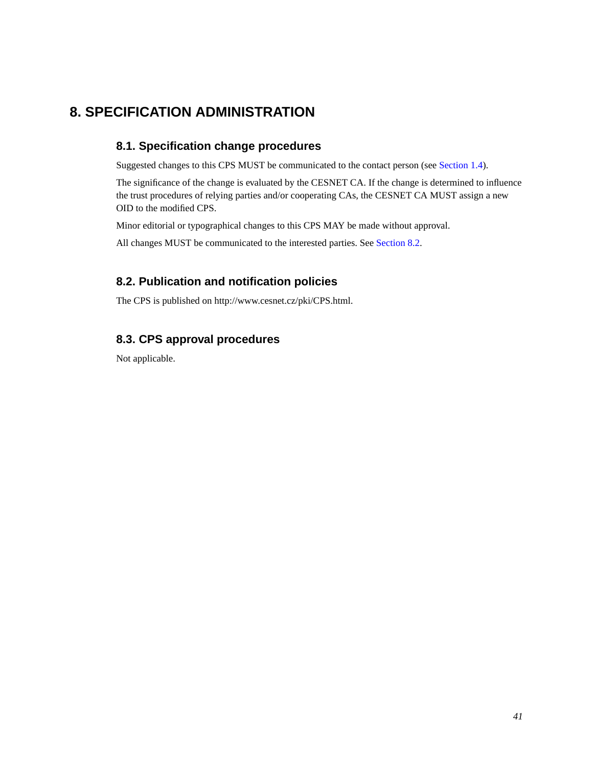# 8. SPECIFICATION ADMINISTRATION

## 8.1. Specification change procedures

Suggested changes to this CPS MUST be communicated to the contact person (see Section 1.4).

The significance of the change is evaluated by the CESNET CA. If the change is determined to influence the trust procedures of relying parties and/or cooperating CAs, the CESNET CA MUST assign a new OID to the modified CPS.

Minor editorial or typographical changes to this CPS MAY be made without approval.

All changes MUST be communicated to the interested parties. See Section 8.2.

## 8.2. Publication and notification policies

The CPS is published on http://www.cesnet.cz/pki/CPS.html.

## 8.3. CPS approval procedures

Not applicable.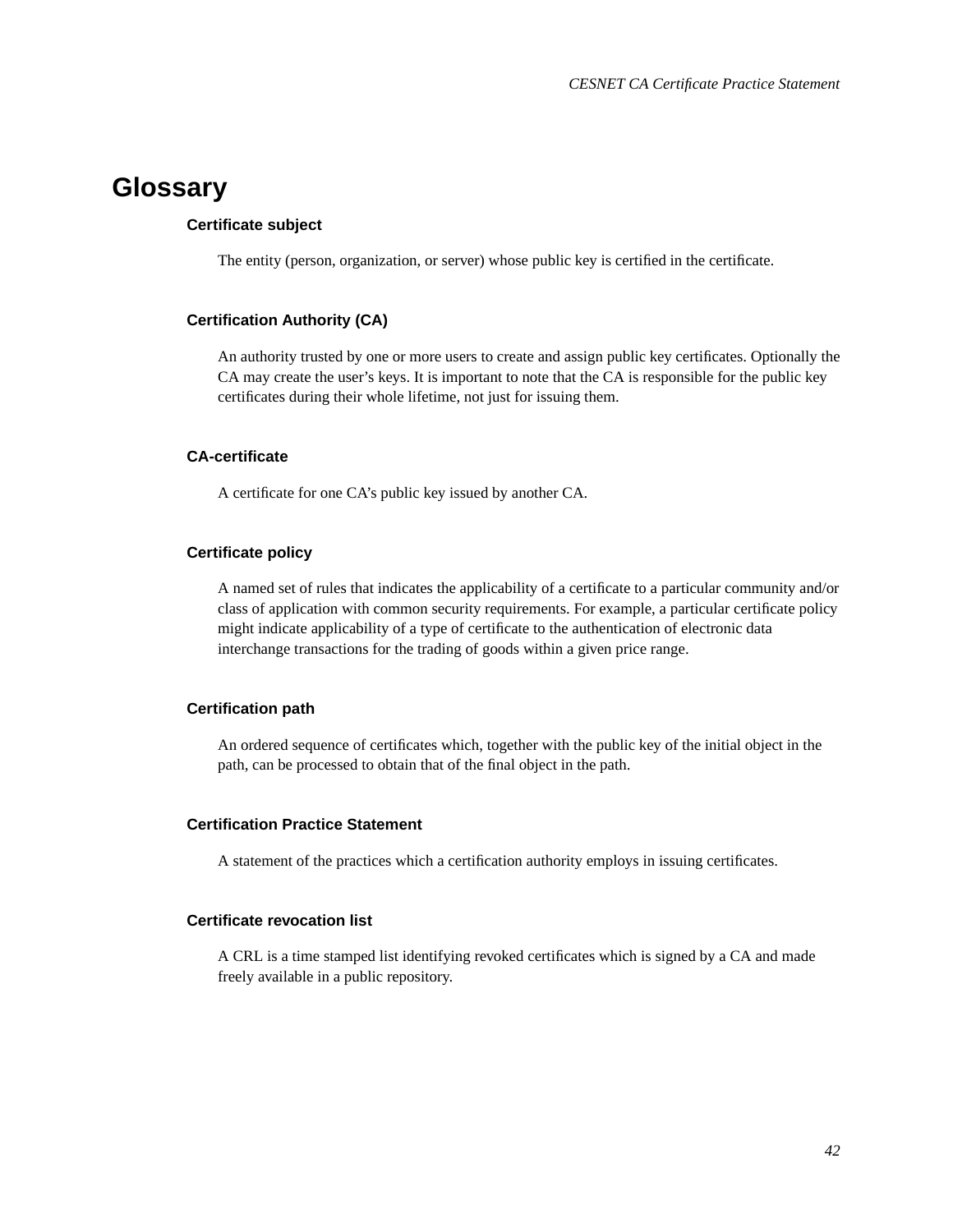# Glossary

### Certificate subject

The entity (person, organization, or server) whose public key is certified in the certificate.

### Certification Authority (CA)

An authority trusted by one or more users to create and assign public key certificates. Optionally the CA may create the user's keys. It is important to note that the CA is responsible for the public key certificates during their whole lifetime, not just for issuing them.

### CA-certificate

A certificate for one CA's public key issued by another CA.

### Certificate policy

A named set of rules that indicates the applicability of a certificate to a particular community and/or class of application with common security requirements. For example, a particular certificate policy might indicate applicability of a type of certificate to the authentication of electronic data interchange transactions for the trading of goods within a given price range.

### Certification path

An ordered sequence of certificates which, together with the public key of the initial object in the path, can be processed to obtain that of the final object in the path.

### Certification Practice Statement

A statement of the practices which a certification authority employs in issuing certificates.

### Certificate revocation list

A CRL is a time stamped list identifying revoked certificates which is signed by a CA and made freely available in a public repository.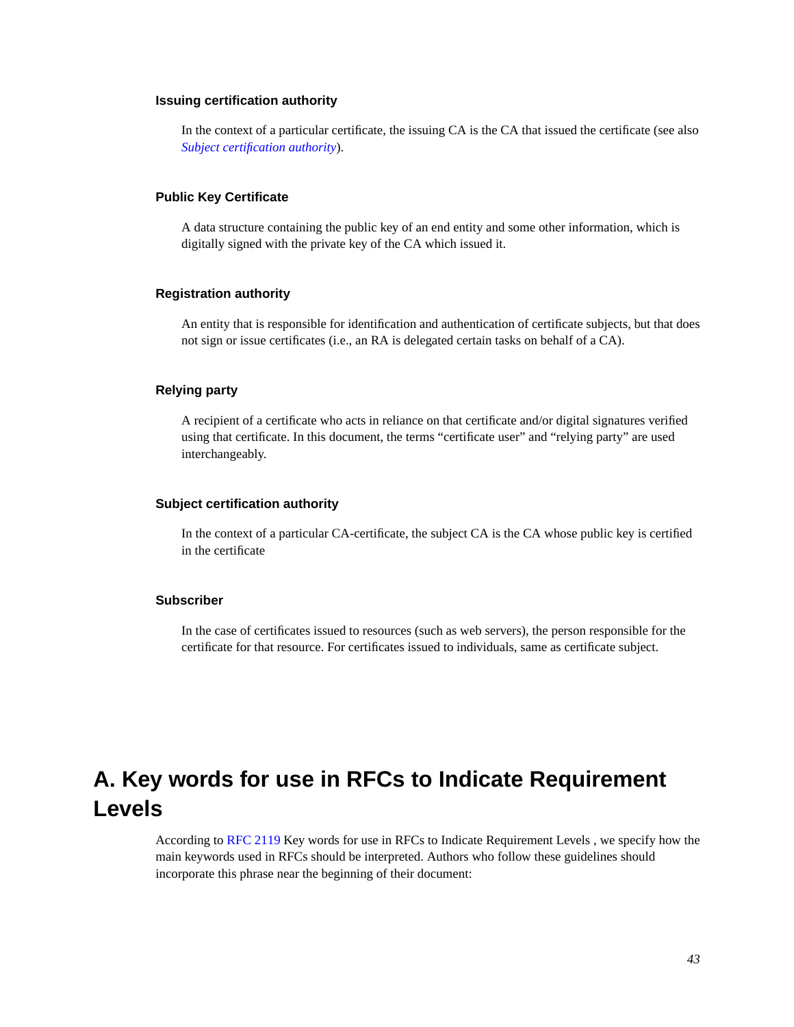### Issuing certification authority

In the context of a particular certificate, the issuing CA is the CA that issued the certificate (see also *Subject certification authority*).

### Public Key Certificate

A data structure containing the public key of an end entity and some other information, which is digitally signed with the private key of the CA which issued it.

### Registration authority

An entity that is responsible for identification and authentication of certificate subjects, but that does not sign or issue certificates (i.e., an RA is delegated certain tasks on behalf of a CA).

### Relying party

A recipient of a certificate who acts in reliance on that certificate and/or digital signatures verified using that certificate. In this document, the terms “certificate user” and “relying party” are used interchangeably.

### Subject certification authority

In the context of a particular CA-certificate, the subject CA is the CA whose public key is certified in the certificate

### Subscriber

In the case of certificates issued to resources (such as web servers), the person responsible for the certificate for that resource. For certificates issued to individuals, same as certificate subject.

# A. Key words for use in RFCs to Indicate Requirement Levels

According to RFC 2119 Key words for use in RFCs to Indicate Requirement Levels , we specify how the main keywords used in RFCs should be interpreted. Authors who follow these guidelines should incorporate this phrase near the beginning of their document: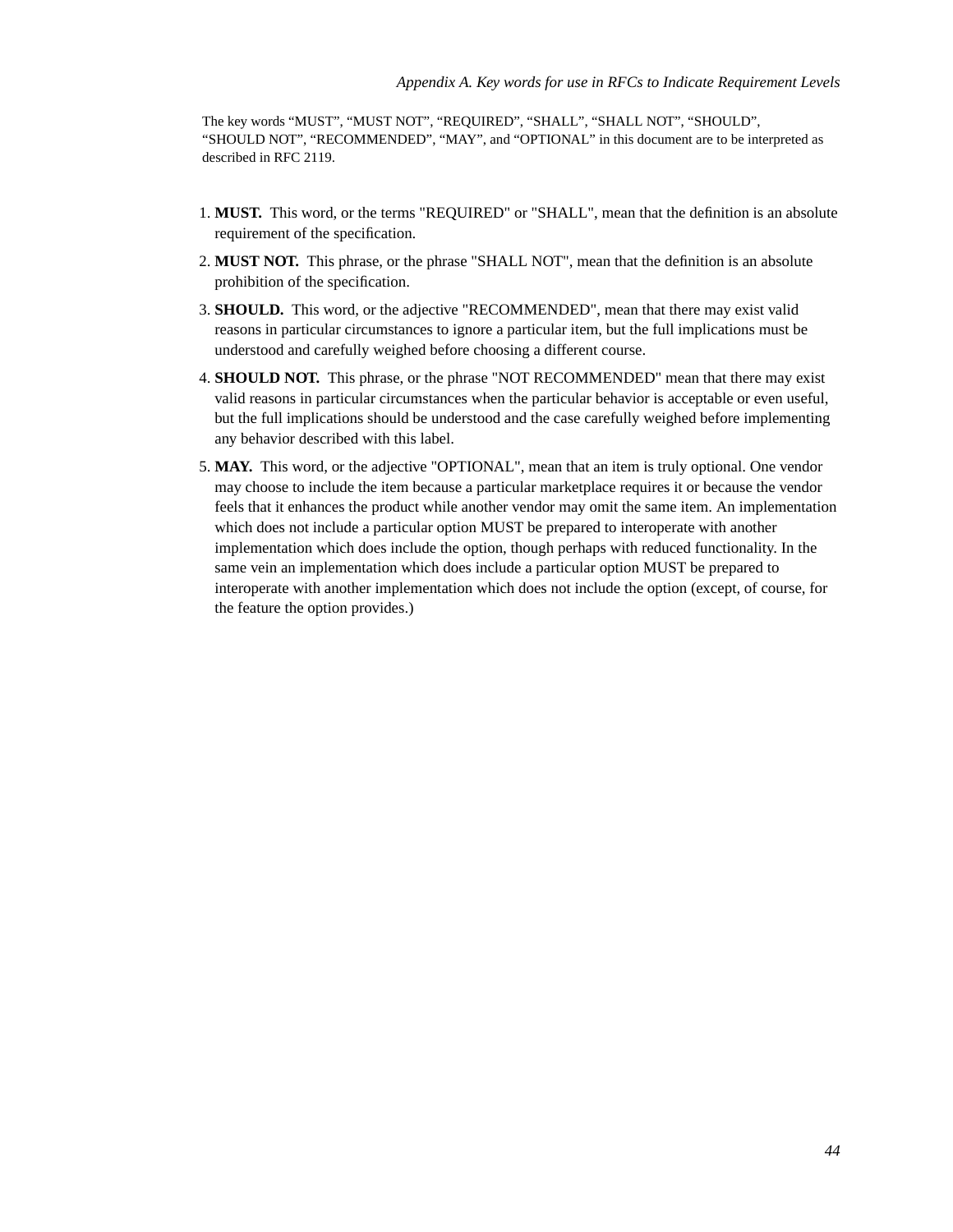# Appendix A. Key words for use in RFCs to Indicate Requirement Levels

The key words “MUST”, “MUST NOT”, “REQUIRED”, “SHALL”, “SHALL NOT”, “SHOULD”, “SHOULD NOT”, “RECOMMENDED”, “MAY”, and “OPTIONAL” in this document are to be interpreted as described in RFC 2119.

1. **MUST.** This word, or the terms "REQUIRED" or "SHALL", mean that the definition is an absolute requirement of the specification.
2. **MUST NOT.** This phrase, or the phrase "SHALL NOT", mean that the definition is an absolute prohibition of the specification.
3. **SHOULD.** This word, or the adjective "RECOMMENDED", mean that there may exist valid reasons in particular circumstances to ignore a particular item, but the full implications must be understood and carefully weighed before choosing a different course.
4. **SHOULD NOT.** This phrase, or the phrase "NOT RECOMMENDED" mean that there may exist valid reasons in particular circumstances when the particular behavior is acceptable or even useful, but the full implications should be understood and the case carefully weighed before implementing any behavior described with this label.
5. **MAY.** This word, or the adjective "OPTIONAL", mean that an item is truly optional. One vendor may choose to include the item because a particular marketplace requires it or because the vendor feels that it enhances the product while another vendor may omit the same item. An implementation which does not include a particular option MUST be prepared to interoperate with another implementation which does include the option, though perhaps with reduced functionality. In the same vein an implementation which does include a particular option MUST be prepared to interoperate with another implementation which does not include the option (except, of course, for the feature the option provides.)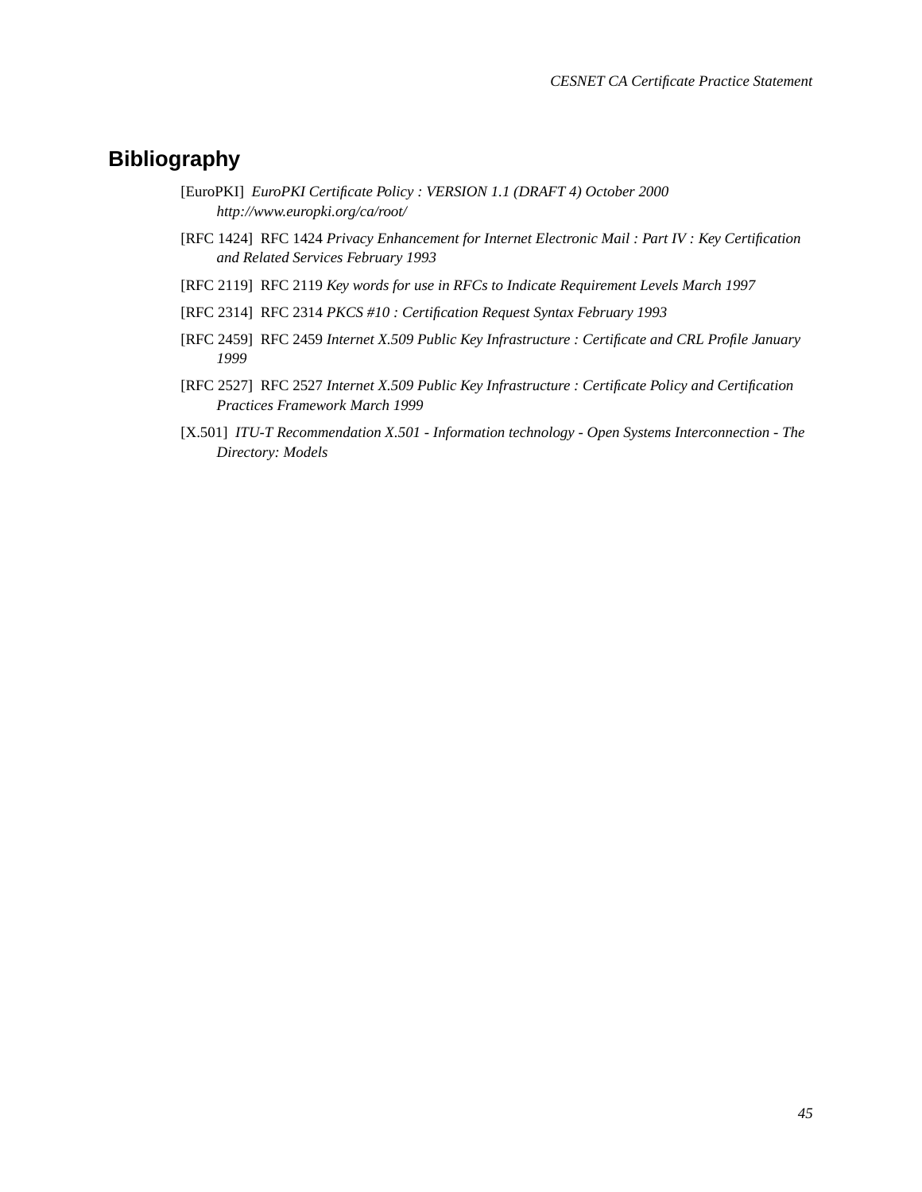# Bibliography

[EuroPKI] *EuroPKI Certificate Policy : VERSION 1.1 (DRAFT 4) October 2000 http://www.europki.org/ca/root/*

[RFC 1424] RFC 1424 *Privacy Enhancement for Internet Electronic Mail : Part IV : Key Certification and Related Services February 1993*

[RFC 2119] RFC 2119 *Key words for use in RFCs to Indicate Requirement Levels March 1997*

[RFC 2314] RFC 2314 *PKCS #10 : Certification Request Syntax February 1993*

[RFC 2459] RFC 2459 *Internet X.509 Public Key Infrastructure : Certificate and CRL Profile January 1999*

[RFC 2527] RFC 2527 *Internet X.509 Public Key Infrastructure : Certificate Policy and Certification Practices Framework March 1999*

[X.501] *ITU-T Recommendation X.501 - Information technology - Open Systems Interconnection - The Directory: Models*